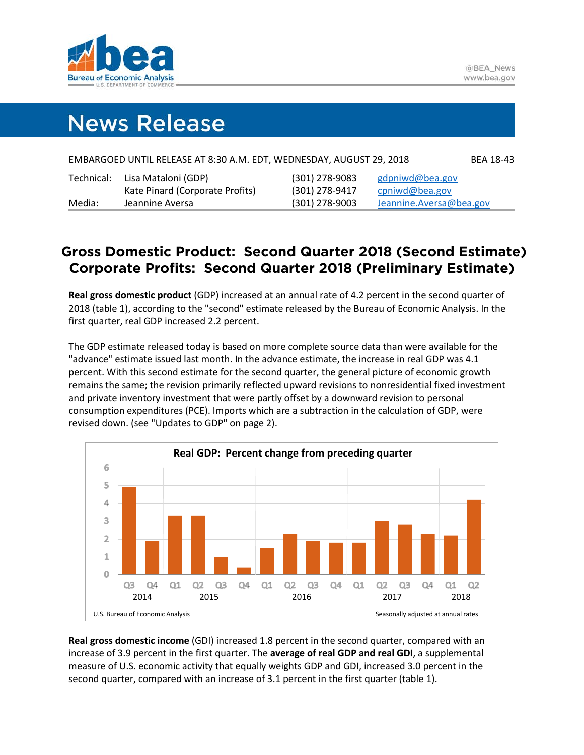@BEA_News
www.bea.gov

# News Release

EMBARGOED UNTIL RELEASE AT 8:30 A.M. EDT, WEDNESDAY, AUGUST 29, 2018 BEA 18-43

| | | | |
|---|---|---|---|
| Technical: | Lisa Mataloni (GDP) | (301) 278-9083 | gdpniwd@bea.gov |
| | Kate Pinard (Corporate Profits) | (301) 278-9417 | cpniwd@bea.gov |
| Media: | Jeannine Aversa | (301) 278-9003 | Jeannine.Aversa@bea.gov |

## Gross Domestic Product: Second Quarter 2018 (Second Estimate)
## Corporate Profits: Second Quarter 2018 (Preliminary Estimate)

**Real gross domestic product** (GDP) increased at an annual rate of 4.2 percent in the second quarter of 2018 (table 1), according to the "second" estimate released by the Bureau of Economic Analysis. In the first quarter, real GDP increased 2.2 percent.

The GDP estimate released today is based on more complete source data than were available for the "advance" estimate issued last month. In the advance estimate, the increase in real GDP was 4.1 percent. With this second estimate for the second quarter, the general picture of economic growth remains the same; the revision primarily reflected upward revisions to nonresidential fixed investment and private inventory investment that were partly offset by a downward revision to personal consumption expenditures (PCE). Imports which are a subtraction in the calculation of GDP, were revised down. (see "Updates to GDP" on page 2).

**Real GDP: Percent change from preceding quarter**

U.S. Bureau of Economic Analysis — Seasonally adjusted at annual rates

**Real gross domestic income** (GDI) increased 1.8 percent in the second quarter, compared with an increase of 3.9 percent in the first quarter. The **average of real GDP and real GDI**, a supplemental measure of U.S. economic activity that equally weights GDP and GDI, increased 3.0 percent in the second quarter, compared with an increase of 3.1 percent in the first quarter (table 1).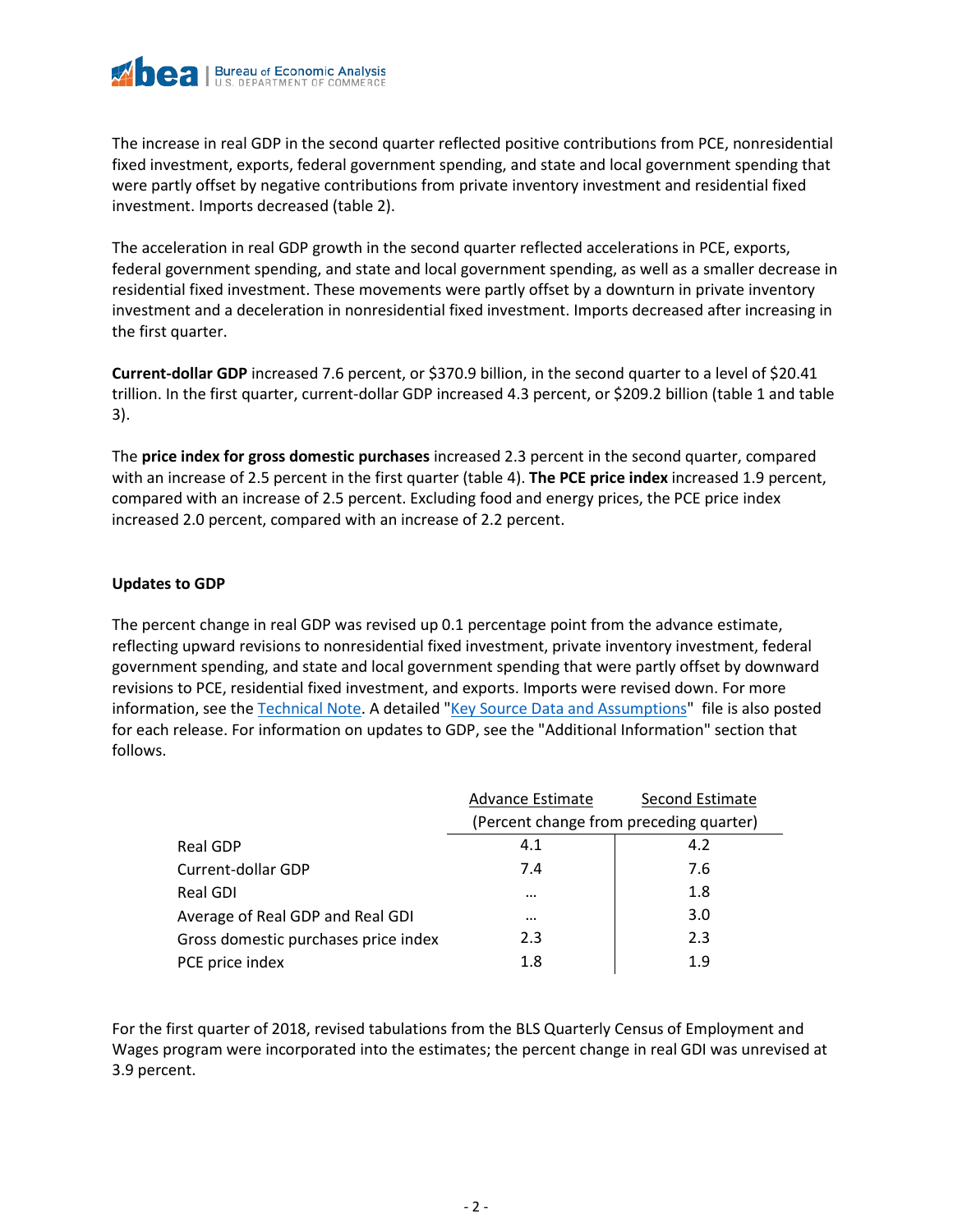The increase in real GDP in the second quarter reflected positive contributions from PCE, nonresidential fixed investment, exports, federal government spending, and state and local government spending that were partly offset by negative contributions from private inventory investment and residential fixed investment. Imports decreased (table 2).

The acceleration in real GDP growth in the second quarter reflected accelerations in PCE, exports, federal government spending, and state and local government spending, as well as a smaller decrease in residential fixed investment. These movements were partly offset by a downturn in private inventory investment and a deceleration in nonresidential fixed investment. Imports decreased after increasing in the first quarter.

**Current-dollar GDP** increased 7.6 percent, or $370.9 billion, in the second quarter to a level of $20.41 trillion. In the first quarter, current-dollar GDP increased 4.3 percent, or $209.2 billion (table 1 and table 3).

The **price index for gross domestic purchases** increased 2.3 percent in the second quarter, compared with an increase of 2.5 percent in the first quarter (table 4). **The PCE price index** increased 1.9 percent, compared with an increase of 2.5 percent. Excluding food and energy prices, the PCE price index increased 2.0 percent, compared with an increase of 2.2 percent.

**Updates to GDP**

The percent change in real GDP was revised up 0.1 percentage point from the advance estimate, reflecting upward revisions to nonresidential fixed investment, private inventory investment, federal government spending, and state and local government spending that were partly offset by downward revisions to PCE, residential fixed investment, and exports. Imports were revised down. For more information, see the Technical Note. A detailed "Key Source Data and Assumptions" file is also posted for each release. For information on updates to GDP, see the "Additional Information" section that follows.

| | Advance Estimate | Second Estimate |
|---|---|---|
| | (Percent change from preceding quarter) | |
| Real GDP | 4.1 | 4.2 |
| Current-dollar GDP | 7.4 | 7.6 |
| Real GDI | … | 1.8 |
| Average of Real GDP and Real GDI | … | 3.0 |
| Gross domestic purchases price index | 2.3 | 2.3 |
| PCE price index | 1.8 | 1.9 |

For the first quarter of 2018, revised tabulations from the BLS Quarterly Census of Employment and Wages program were incorporated into the estimates; the percent change in real GDI was unrevised at 3.9 percent.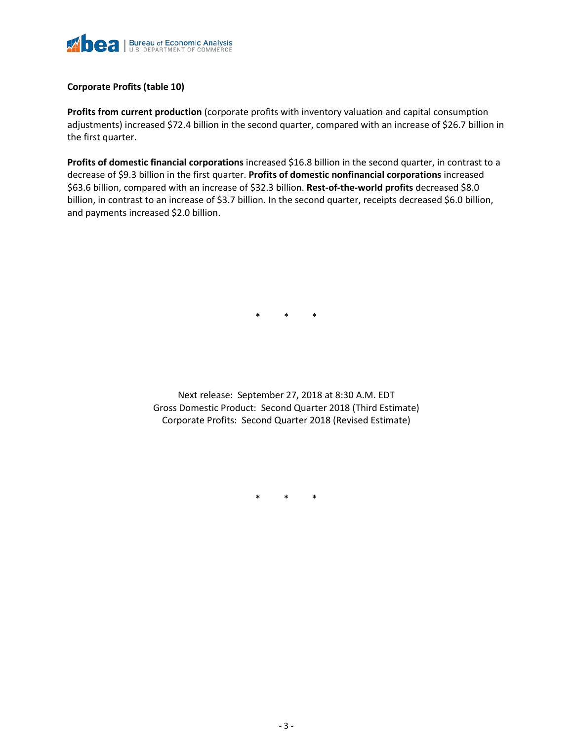**Corporate Profits (table 10)**

**Profits from current production** (corporate profits with inventory valuation and capital consumption adjustments) increased $72.4 billion in the second quarter, compared with an increase of $26.7 billion in the first quarter.

**Profits of domestic financial corporations** increased $16.8 billion in the second quarter, in contrast to a decrease of $9.3 billion in the first quarter. **Profits of domestic nonfinancial corporations** increased $63.6 billion, compared with an increase of $32.3 billion. **Rest-of-the-world profits** decreased $8.0 billion, in contrast to an increase of $3.7 billion. In the second quarter, receipts decreased $6.0 billion, and payments increased $2.0 billion.

\* \* \*

Next release: September 27, 2018 at 8:30 A.M. EDT
Gross Domestic Product: Second Quarter 2018 (Third Estimate)
Corporate Profits: Second Quarter 2018 (Revised Estimate)

\* \* \*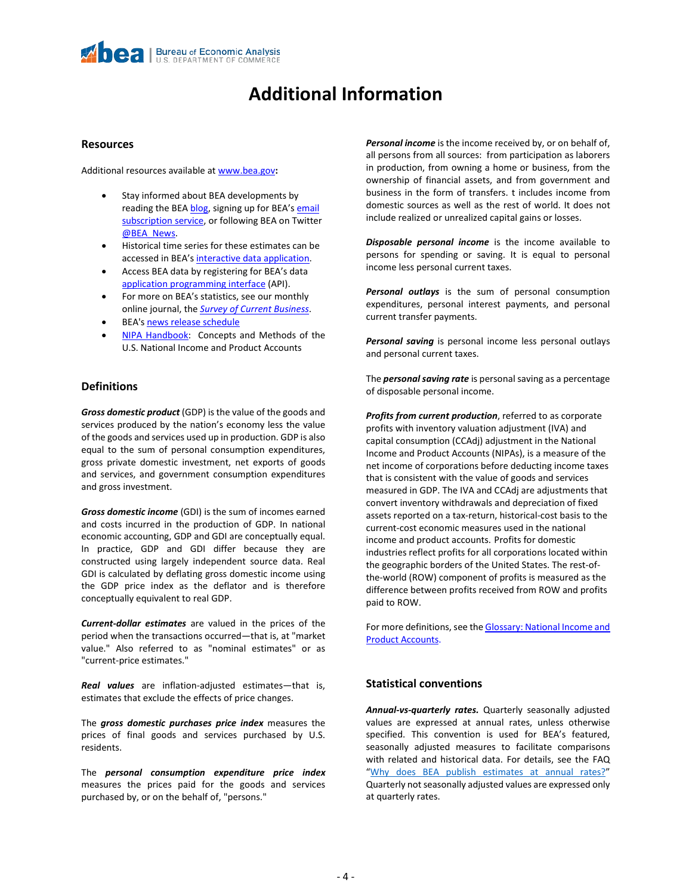# Additional Information

## Resources

Additional resources available at www.bea.gov**:**

- Stay informed about BEA developments by reading the BEA blog, signing up for BEA's email subscription service, or following BEA on Twitter @BEA_News.
- Historical time series for these estimates can be accessed in BEA's interactive data application.
- Access BEA data by registering for BEA's data application programming interface (API).
- For more on BEA's statistics, see our monthly online journal, the *Survey of Current Business*.
- BEA's news release schedule
- NIPA Handbook: Concepts and Methods of the U.S. National Income and Product Accounts

## Definitions

***Gross domestic product*** (GDP) is the value of the goods and services produced by the nation's economy less the value of the goods and services used up in production. GDP is also equal to the sum of personal consumption expenditures, gross private domestic investment, net exports of goods and services, and government consumption expenditures and gross investment.

***Gross domestic income*** (GDI) is the sum of incomes earned and costs incurred in the production of GDP. In national economic accounting, GDP and GDI are conceptually equal. In practice, GDP and GDI differ because they are constructed using largely independent source data. Real GDI is calculated by deflating gross domestic income using the GDP price index as the deflator and is therefore conceptually equivalent to real GDP.

***Current-dollar estimates*** are valued in the prices of the period when the transactions occurred—that is, at "market value." Also referred to as "nominal estimates" or as "current-price estimates."

***Real values*** are inflation-adjusted estimates—that is, estimates that exclude the effects of price changes.

The ***gross domestic purchases price index*** measures the prices of final goods and services purchased by U.S. residents.

The ***personal consumption expenditure price index*** measures the prices paid for the goods and services purchased by, or on the behalf of, "persons."

***Personal income*** is the income received by, or on behalf of, all persons from all sources: from participation as laborers in production, from owning a home or business, from the ownership of financial assets, and from government and business in the form of transfers. t includes income from domestic sources as well as the rest of world. It does not include realized or unrealized capital gains or losses.

***Disposable personal income*** is the income available to persons for spending or saving. It is equal to personal income less personal current taxes.

***Personal outlays*** is the sum of personal consumption expenditures, personal interest payments, and personal current transfer payments.

***Personal saving*** is personal income less personal outlays and personal current taxes.

The ***personal saving rate*** is personal saving as a percentage of disposable personal income.

***Profits from current production***, referred to as corporate profits with inventory valuation adjustment (IVA) and capital consumption (CCAdj) adjustment in the National Income and Product Accounts (NIPAs), is a measure of the net income of corporations before deducting income taxes that is consistent with the value of goods and services measured in GDP. The IVA and CCAdj are adjustments that convert inventory withdrawals and depreciation of fixed assets reported on a tax-return, historical-cost basis to the current-cost economic measures used in the national income and product accounts. Profits for domestic industries reflect profits for all corporations located within the geographic borders of the United States. The rest-of-the-world (ROW) component of profits is measured as the difference between profits received from ROW and profits paid to ROW.

For more definitions, see the Glossary: National Income and Product Accounts.

## Statistical conventions

***Annual-vs-quarterly rates.*** Quarterly seasonally adjusted values are expressed at annual rates, unless otherwise specified. This convention is used for BEA's featured, seasonally adjusted measures to facilitate comparisons with related and historical data. For details, see the FAQ "Why does BEA publish estimates at annual rates?" Quarterly not seasonally adjusted values are expressed only at quarterly rates.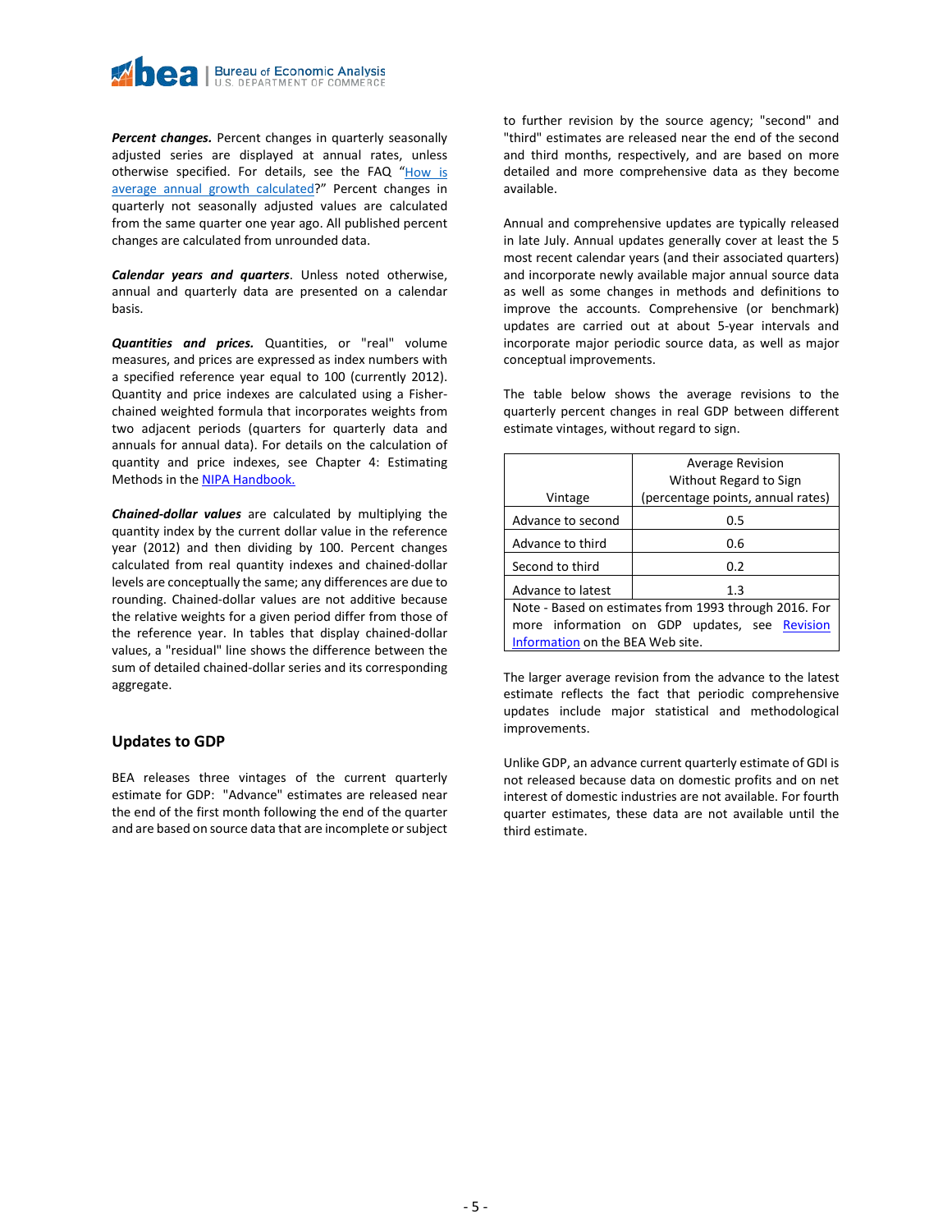***Percent changes.*** Percent changes in quarterly seasonally adjusted series are displayed at annual rates, unless otherwise specified. For details, see the FAQ "How is average annual growth calculated?" Percent changes in quarterly not seasonally adjusted values are calculated from the same quarter one year ago. All published percent changes are calculated from unrounded data.

***Calendar years and quarters***. Unless noted otherwise, annual and quarterly data are presented on a calendar basis.

***Quantities and prices.*** Quantities, or "real" volume measures, and prices are expressed as index numbers with a specified reference year equal to 100 (currently 2012). Quantity and price indexes are calculated using a Fisher-chained weighted formula that incorporates weights from two adjacent periods (quarters for quarterly data and annuals for annual data). For details on the calculation of quantity and price indexes, see Chapter 4: Estimating Methods in the NIPA Handbook.

***Chained-dollar values*** are calculated by multiplying the quantity index by the current dollar value in the reference year (2012) and then dividing by 100. Percent changes calculated from real quantity indexes and chained-dollar levels are conceptually the same; any differences are due to rounding. Chained-dollar values are not additive because the relative weights for a given period differ from those of the reference year. In tables that display chained-dollar values, a "residual" line shows the difference between the sum of detailed chained-dollar series and its corresponding aggregate.

## Updates to GDP

BEA releases three vintages of the current quarterly estimate for GDP: "Advance" estimates are released near the end of the first month following the end of the quarter and are based on source data that are incomplete or subject to further revision by the source agency; "second" and "third" estimates are released near the end of the second and third months, respectively, and are based on more detailed and more comprehensive data as they become available.

Annual and comprehensive updates are typically released in late July. Annual updates generally cover at least the 5 most recent calendar years (and their associated quarters) and incorporate newly available major annual source data as well as some changes in methods and definitions to improve the accounts. Comprehensive (or benchmark) updates are carried out at about 5-year intervals and incorporate major periodic source data, as well as major conceptual improvements.

The table below shows the average revisions to the quarterly percent changes in real GDP between different estimate vintages, without regard to sign.

| Vintage | Average Revision Without Regard to Sign (percentage points, annual rates) |
|---|---|
| Advance to second | 0.5 |
| Advance to third | 0.6 |
| Second to third | 0.2 |
| Advance to latest | 1.3 |

Note - Based on estimates from 1993 through 2016. For more information on GDP updates, see Revision Information on the BEA Web site.

The larger average revision from the advance to the latest estimate reflects the fact that periodic comprehensive updates include major statistical and methodological improvements.

Unlike GDP, an advance current quarterly estimate of GDI is not released because data on domestic profits and on net interest of domestic industries are not available. For fourth quarter estimates, these data are not available until the third estimate.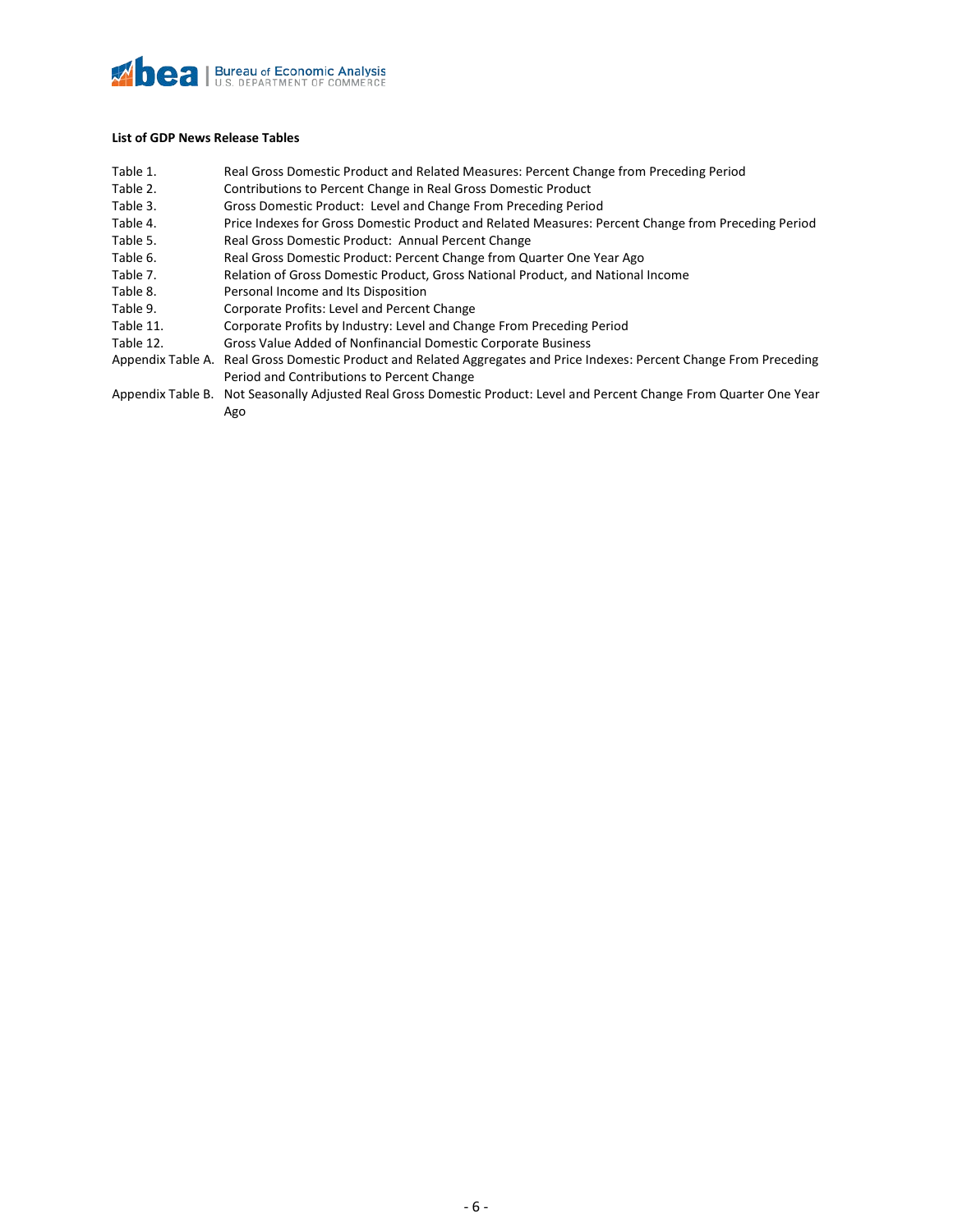**List of GDP News Release Tables**

| | |
|---|---|
| Table 1. | Real Gross Domestic Product and Related Measures: Percent Change from Preceding Period |
| Table 2. | Contributions to Percent Change in Real Gross Domestic Product |
| Table 3. | Gross Domestic Product: Level and Change From Preceding Period |
| Table 4. | Price Indexes for Gross Domestic Product and Related Measures: Percent Change from Preceding Period |
| Table 5. | Real Gross Domestic Product: Annual Percent Change |
| Table 6. | Real Gross Domestic Product: Percent Change from Quarter One Year Ago |
| Table 7. | Relation of Gross Domestic Product, Gross National Product, and National Income |
| Table 8. | Personal Income and Its Disposition |
| Table 9. | Corporate Profits: Level and Percent Change |
| Table 11. | Corporate Profits by Industry: Level and Change From Preceding Period |
| Table 12. | Gross Value Added of Nonfinancial Domestic Corporate Business |
| Appendix Table A. | Real Gross Domestic Product and Related Aggregates and Price Indexes: Percent Change From Preceding Period and Contributions to Percent Change |
| Appendix Table B. | Not Seasonally Adjusted Real Gross Domestic Product: Level and Percent Change From Quarter One Year Ago |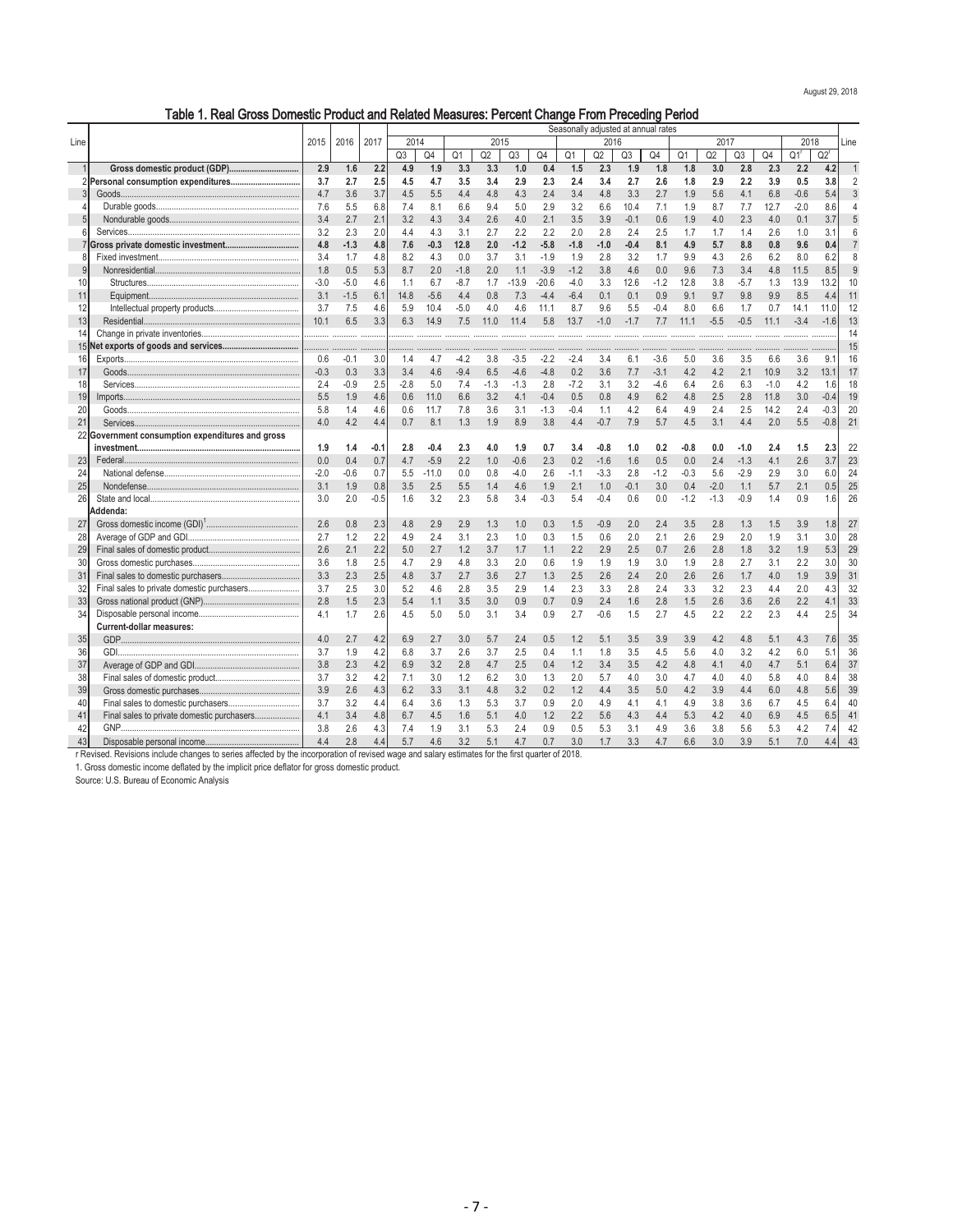August 29, 2018

# Table 1. Real Gross Domestic Product and Related Measures: Percent Change From Preceding Period

| Line | | 2015 | 2016 | 2017 | 2014 | | 2015 | | | | 2016 | | | | 2017 | | | | 2018 | | Line |
|---|---|---|---|---|---|---|---|---|---|---|---|---|---|---|---|---|---|---|---|---|---|
| | | | | | Seasonally adjusted at annual rates | | | | | | | | | | | | | | | | |
| | | | | | Q3 | Q4 | Q1 | Q2 | Q3 | Q4 | Q1 | Q2 | Q3 | Q4 | Q1 | Q2 | Q3 | Q4 | Q1[r] | Q2[r] | |
| 1 | **Gross domestic product (GDP)** | **2.9** | **1.6** | **2.2** | **4.9** | **1.9** | **3.3** | **3.3** | **1.0** | **0.4** | **1.5** | **2.3** | **1.9** | **1.8** | **1.8** | **3.0** | **2.8** | **2.3** | **2.2** | **4.2** | 1 |
| 2 | **Personal consumption expenditures** | **3.7** | **2.7** | **2.5** | **4.5** | **4.7** | **3.5** | **3.4** | **2.9** | **2.3** | **2.4** | **3.4** | **2.7** | **2.6** | **1.8** | **2.9** | **2.2** | **3.9** | **0.5** | **3.8** | 2 |
| 3 | Goods | 4.7 | 3.6 | 3.7 | 4.5 | 5.5 | 4.4 | 4.8 | 4.3 | 2.4 | 3.4 | 4.8 | 3.3 | 2.7 | 1.9 | 5.6 | 4.1 | 6.8 | -0.6 | 5.4 | 3 |
| 4 | Durable goods | 7.6 | 5.5 | 6.8 | 7.4 | 8.1 | 6.6 | 9.4 | 5.0 | 2.9 | 3.2 | 6.6 | 10.4 | 7.1 | 1.9 | 8.7 | 7.7 | 12.7 | -2.0 | 8.6 | 4 |
| 5 | Nondurable goods | 3.4 | 2.7 | 2.1 | 3.2 | 4.3 | 3.4 | 2.6 | 4.0 | 2.1 | 3.5 | 3.9 | -0.1 | 0.6 | 1.9 | 4.0 | 2.3 | 4.0 | 0.1 | 3.7 | 5 |
| 6 | Services | 3.2 | 2.3 | 2.0 | 4.4 | 4.3 | 3.1 | 2.7 | 2.2 | 2.2 | 2.0 | 2.8 | 2.4 | 2.5 | 1.7 | 1.7 | 1.4 | 2.6 | 1.0 | 3.1 | 6 |
| 7 | **Gross private domestic investment** | **4.8** | **-1.3** | **4.8** | **7.6** | **-0.3** | **12.8** | **2.0** | **-1.2** | **-5.8** | **-1.8** | **-1.0** | **-0.4** | **8.1** | **4.9** | **5.7** | **8.8** | **0.8** | **9.6** | **0.4** | 7 |
| 8 | Fixed investment | 3.4 | 1.7 | 4.8 | 8.2 | 4.3 | 0.0 | 3.7 | 3.1 | -1.9 | 1.9 | 2.8 | 3.2 | 1.7 | 9.9 | 4.3 | 2.6 | 6.2 | 8.0 | 6.2 | 8 |
| 9 | Nonresidential | 1.8 | 0.5 | 5.3 | 8.7 | 2.0 | -1.8 | 2.0 | 1.1 | -3.9 | -1.2 | 3.8 | 4.6 | 0.0 | 9.6 | 7.3 | 3.4 | 4.8 | 11.5 | 8.5 | 9 |
| 10 | Structures | -3.0 | -5.0 | 4.6 | 1.1 | 6.7 | -8.7 | 1.7 | -13.9 | -20.6 | -4.0 | 3.3 | 12.6 | -1.2 | 12.8 | 3.8 | -5.7 | 1.3 | 13.9 | 13.2 | 10 |
| 11 | Equipment | 3.1 | -1.5 | 6.1 | 14.8 | -5.6 | 4.4 | 0.8 | 7.3 | -4.4 | -6.4 | 0.1 | 0.1 | 0.9 | 9.1 | 9.7 | 9.8 | 9.9 | 8.5 | 4.4 | 11 |
| 12 | Intellectual property products | 3.7 | 7.5 | 4.6 | 5.9 | 10.4 | -5.0 | 4.0 | 4.6 | 11.1 | 8.7 | 9.6 | 5.5 | -0.4 | 8.0 | 6.6 | 1.7 | 0.7 | 14.1 | 11.0 | 12 |
| 13 | Residential | 10.1 | 6.5 | 3.3 | 6.3 | 14.9 | 7.5 | 11.0 | 11.4 | 5.8 | 13.7 | -1.0 | -1.7 | 7.7 | 11.1 | -5.5 | -0.5 | 11.1 | -3.4 | -1.6 | 13 |
| 14 | Change in private inventories | ......... | ......... | ......... | ......... | ......... | ......... | ......... | ......... | ......... | ......... | ......... | ......... | ......... | ......... | ......... | ......... | ......... | ......... | ......... | 14 |
| 15 | **Net exports of goods and services** | ......... | ......... | ......... | ......... | ......... | ......... | ......... | ......... | ......... | ......... | ......... | ......... | ......... | ......... | ......... | ......... | ......... | ......... | ......... | 15 |
| 16 | Exports | 0.6 | -0.1 | 3.0 | 1.4 | 4.7 | -4.2 | 3.8 | -3.5 | -2.2 | -2.4 | 3.4 | 6.1 | -3.6 | 5.0 | 3.6 | 3.5 | 6.6 | 3.6 | 9.1 | 16 |
| 17 | Goods | -0.3 | 0.3 | 3.3 | 3.4 | 4.6 | -9.4 | 6.5 | -4.6 | -4.8 | 0.2 | 3.6 | 7.7 | -3.1 | 4.2 | 4.2 | 2.1 | 10.9 | 3.2 | 13.1 | 17 |
| 18 | Services | 2.4 | -0.9 | 2.5 | -2.8 | 5.0 | 7.4 | -1.3 | -1.3 | 2.8 | -7.2 | 3.1 | 3.2 | -4.6 | 6.4 | 2.6 | 6.3 | -1.0 | 4.2 | 1.6 | 18 |
| 19 | Imports | 5.5 | 1.9 | 4.6 | 0.6 | 11.0 | 6.6 | 3.2 | 4.1 | -0.4 | 0.5 | 0.8 | 4.9 | 6.2 | 4.8 | 2.5 | 2.8 | 11.8 | 3.0 | -0.4 | 19 |
| 20 | Goods | 5.8 | 1.4 | 4.6 | 0.6 | 11.7 | 7.8 | 3.6 | 3.1 | -1.3 | -0.4 | 1.1 | 4.2 | 6.4 | 4.9 | 2.4 | 2.5 | 14.2 | 2.4 | -0.3 | 20 |
| 21 | Services | 4.0 | 4.2 | 4.4 | 0.7 | 8.1 | 1.3 | 1.9 | 8.9 | 3.8 | 4.4 | -0.7 | 7.9 | 5.7 | 4.5 | 3.1 | 4.4 | 2.0 | 5.5 | -0.8 | 21 |
| 22 | **Government consumption expenditures and gross investment** | **1.9** | **1.4** | **-0.1** | **2.8** | **-0.4** | **2.3** | **4.0** | **1.9** | **0.7** | **3.4** | **-0.8** | **1.0** | **0.2** | **-0.8** | **0.0** | **-1.0** | **2.4** | **1.5** | **2.3** | 22 |
| 23 | Federal | 0.0 | 0.4 | 0.7 | 4.7 | -5.9 | 2.2 | 1.0 | -0.6 | 2.3 | 0.2 | -1.6 | 1.6 | 0.5 | 0.0 | 2.4 | -1.3 | 4.1 | 2.6 | 3.7 | 23 |
| 24 | National defense | -2.0 | -0.6 | 0.7 | 5.5 | -11.0 | 0.0 | 0.8 | -4.0 | 2.6 | -1.1 | -3.3 | 2.8 | -1.2 | -0.3 | 5.6 | -2.9 | 2.9 | 3.0 | 6.0 | 24 |
| 25 | Nondefense | 3.1 | 1.9 | 0.8 | 3.5 | 2.5 | 5.5 | 1.4 | 4.6 | 1.9 | 2.1 | 1.0 | -0.1 | 3.0 | 0.4 | -2.0 | 1.1 | 5.7 | 2.1 | 0.5 | 25 |
| 26 | State and local | 3.0 | 2.0 | -0.5 | 1.6 | 3.2 | 2.3 | 5.8 | 3.4 | -0.3 | 5.4 | -0.4 | 0.6 | 0.0 | -1.2 | -1.3 | -0.9 | 1.4 | 0.9 | 1.6 | 26 |
| | **Addenda:** | | | | | | | | | | | | | | | | | | | | |
| 27 | Gross domestic income (GDI)[1] | 2.6 | 0.8 | 2.3 | 4.8 | 2.9 | 2.9 | 1.3 | 1.0 | 0.3 | 1.5 | -0.9 | 2.0 | 2.4 | 3.5 | 2.8 | 1.3 | 1.5 | 3.9 | 1.8 | 27 |
| 28 | Average of GDP and GDI | 2.7 | 1.2 | 2.2 | 4.9 | 2.4 | 3.1 | 2.3 | 1.0 | 0.3 | 1.5 | 0.6 | 2.0 | 2.1 | 2.6 | 2.9 | 2.0 | 1.9 | 3.1 | 3.0 | 28 |
| 29 | Final sales of domestic product | 2.6 | 2.1 | 2.2 | 5.0 | 2.7 | 1.2 | 3.7 | 1.7 | 1.1 | 2.2 | 2.9 | 2.5 | 0.7 | 2.6 | 2.8 | 1.8 | 3.2 | 1.9 | 5.3 | 29 |
| 30 | Gross domestic purchases | 3.6 | 1.8 | 2.5 | 4.7 | 2.9 | 4.8 | 3.3 | 2.0 | 0.6 | 1.9 | 1.9 | 1.9 | 3.0 | 1.9 | 2.8 | 2.7 | 3.1 | 2.2 | 3.0 | 30 |
| 31 | Final sales to domestic purchasers | 3.3 | 2.3 | 2.5 | 4.8 | 3.7 | 2.7 | 3.6 | 2.7 | 1.3 | 2.5 | 2.6 | 2.4 | 2.0 | 2.6 | 2.6 | 1.7 | 4.0 | 1.9 | 3.9 | 31 |
| 32 | Final sales to private domestic purchasers | 3.7 | 2.5 | 3.0 | 5.2 | 4.6 | 2.8 | 3.5 | 2.9 | 1.4 | 2.3 | 3.3 | 2.8 | 2.4 | 3.3 | 3.2 | 2.3 | 4.4 | 2.0 | 4.3 | 32 |
| 33 | Gross national product (GNP) | 2.8 | 1.5 | 2.3 | 5.4 | 1.1 | 3.5 | 3.0 | 0.9 | 0.7 | 0.9 | 2.4 | 1.6 | 2.8 | 1.5 | 2.6 | 3.6 | 2.6 | 2.2 | 4.1 | 33 |
| 34 | Disposable personal income | 4.1 | 1.7 | 2.6 | 4.5 | 5.0 | 5.0 | 3.1 | 3.4 | 0.9 | 2.7 | -0.6 | 1.5 | 2.7 | 4.5 | 2.2 | 2.2 | 2.3 | 4.4 | 2.5 | 34 |
| | **Current-dollar measures:** | | | | | | | | | | | | | | | | | | | | |
| 35 | GDP | 4.0 | 2.7 | 4.2 | 6.9 | 2.7 | 3.0 | 5.7 | 2.4 | 0.5 | 1.2 | 5.1 | 3.5 | 3.9 | 3.9 | 4.2 | 4.8 | 5.1 | 4.3 | 7.6 | 35 |
| 36 | GDI | 3.7 | 1.9 | 4.2 | 6.8 | 3.7 | 2.6 | 3.7 | 2.5 | 0.4 | 1.1 | 1.8 | 3.5 | 4.5 | 5.6 | 4.0 | 3.2 | 4.2 | 6.0 | 5.1 | 36 |
| 37 | Average of GDP and GDI | 3.8 | 2.3 | 4.2 | 6.9 | 3.2 | 2.8 | 4.7 | 2.5 | 0.4 | 1.2 | 3.4 | 3.5 | 4.2 | 4.8 | 4.1 | 4.0 | 4.7 | 5.1 | 6.4 | 37 |
| 38 | Final sales of domestic product | 3.7 | 3.2 | 4.2 | 7.1 | 3.0 | 1.2 | 6.2 | 3.0 | 1.3 | 2.0 | 5.7 | 4.0 | 3.0 | 4.7 | 4.0 | 4.0 | 5.8 | 4.0 | 8.4 | 38 |
| 39 | Gross domestic purchases | 3.9 | 2.6 | 4.3 | 6.2 | 3.3 | 3.1 | 4.8 | 3.2 | 0.2 | 1.2 | 4.4 | 3.5 | 5.0 | 4.2 | 3.9 | 4.4 | 6.0 | 4.8 | 5.6 | 39 |
| 40 | Final sales to domestic purchasers | 3.7 | 3.2 | 4.4 | 6.4 | 3.6 | 1.3 | 5.3 | 3.7 | 0.9 | 2.0 | 4.9 | 4.1 | 4.1 | 4.9 | 3.8 | 3.6 | 6.7 | 4.5 | 6.4 | 40 |
| 41 | Final sales to private domestic purchasers | 4.1 | 3.4 | 4.8 | 6.7 | 4.5 | 1.6 | 5.1 | 4.0 | 1.2 | 2.2 | 5.6 | 4.3 | 4.4 | 5.3 | 4.2 | 4.0 | 6.9 | 4.5 | 6.5 | 41 |
| 42 | GNP | 3.8 | 2.6 | 4.3 | 7.4 | 1.9 | 3.1 | 5.3 | 2.4 | 0.9 | 0.5 | 5.3 | 3.1 | 4.9 | 3.6 | 3.8 | 5.6 | 5.3 | 4.2 | 7.4 | 42 |
| 43 | Disposable personal income | 4.4 | 2.8 | 4.4 | 5.7 | 4.6 | 3.2 | 5.1 | 4.7 | 0.7 | 3.0 | 1.7 | 3.3 | 4.7 | 6.6 | 3.0 | 3.9 | 5.1 | 7.0 | 4.4 | 43 |

r Revised. Revisions include changes to series affected by the incorporation of revised wage and salary estimates for the first quarter of 2018.

1. Gross domestic income deflated by the implicit price deflator for gross domestic product.

Source: U.S. Bureau of Economic Analysis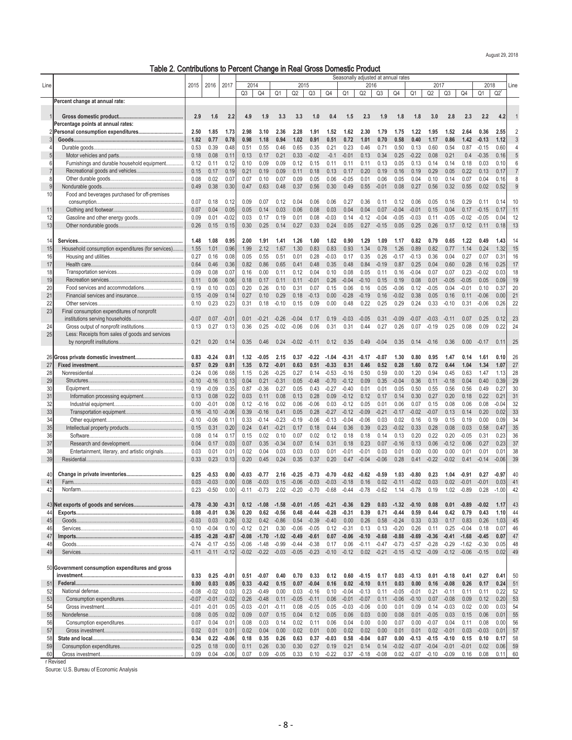August 29, 2018

# Table 2. Contributions to Percent Change in Real Gross Domestic Product

| Line | | 2015 | 2016 | 2017 | 2014 Q3 | 2014 Q4 | 2015 Q1 | 2015 Q2 | 2015 Q3 | 2015 Q4 | 2016 Q1 | 2016 Q2 | 2016 Q3 | 2016 Q4 | 2017 Q1 | 2017 Q2 | 2017 Q3 | 2017 Q4 | 2018 Q1 | 2018 Q2r | Line |
|---|---|---|---|---|---|---|---|---|---|---|---|---|---|---|---|---|---|---|---|---|---|
| | | | | | Seasonally adjusted at annual rates | | | | | | | | | | | | | | | | |
| | **Percent change at annual rate:** | | | | | | | | | | | | | | | | | | | | |
| 1 | **Gross domestic product** | **2.9** | **1.6** | **2.2** | **4.9** | **1.9** | **3.3** | **3.3** | **1.0** | **0.4** | **1.5** | **2.3** | **1.9** | **1.8** | **1.8** | **3.0** | **2.8** | **2.3** | **2.2** | **4.2** | 1 |
| | **Percentage points at annual rates:** | | | | | | | | | | | | | | | | | | | | |
| 2 | **Personal consumption expenditures** | **2.50** | **1.85** | **1.73** | **2.98** | **3.10** | **2.36** | **2.28** | **1.91** | **1.52** | **1.62** | **2.30** | **1.79** | **1.75** | **1.22** | **1.95** | **1.52** | **2.64** | **0.36** | **2.55** | 2 |
| 3 | **Goods** | **1.02** | **0.77** | **0.78** | **0.98** | **1.18** | **0.94** | **1.02** | **0.91** | **0.51** | **0.72** | **1.01** | **0.70** | **0.58** | **0.40** | **1.17** | **0.86** | **1.42** | **-0.13** | **1.12** | 3 |
| 4 | Durable goods | 0.53 | 0.39 | 0.48 | 0.51 | 0.55 | 0.46 | 0.65 | 0.35 | 0.21 | 0.23 | 0.46 | 0.71 | 0.50 | 0.13 | 0.60 | 0.54 | 0.87 | -0.15 | 0.60 | 4 |
| 5 | Motor vehicles and parts | 0.18 | 0.08 | 0.11 | 0.13 | 0.17 | 0.21 | 0.33 | -0.02 | -0.1 | -0.01 | 0.13 | 0.34 | 0.25 | -0.22 | 0.08 | 0.21 | 0.4 | -0.35 | 0.16 | 5 |
| 6 | Furnishings and durable household equipment | 0.12 | 0.11 | 0.12 | 0.10 | 0.09 | 0.09 | 0.12 | 0.15 | 0.11 | 0.11 | 0.11 | 0.13 | 0.05 | 0.13 | 0.14 | 0.14 | 0.18 | 0.03 | 0.10 | 6 |
| 7 | Recreational goods and vehicles | 0.15 | 0.17 | 0.19 | 0.21 | 0.19 | 0.09 | 0.11 | 0.18 | 0.13 | 0.17 | 0.20 | 0.19 | 0.16 | 0.19 | 0.29 | 0.05 | 0.22 | 0.13 | 0.17 | 7 |
| 8 | Other durable goods | 0.08 | 0.02 | 0.07 | 0.07 | 0.10 | 0.07 | 0.09 | 0.05 | 0.06 | -0.05 | 0.01 | 0.06 | 0.05 | 0.04 | 0.10 | 0.14 | 0.07 | 0.04 | 0.16 | 8 |
| 9 | Nondurable goods | 0.49 | 0.38 | 0.30 | 0.47 | 0.63 | 0.48 | 0.37 | 0.56 | 0.30 | 0.49 | 0.55 | -0.01 | 0.08 | 0.27 | 0.56 | 0.32 | 0.55 | 0.02 | 0.52 | 9 |
| 10 | Food and beverages purchased for off-premises consumption | 0.07 | 0.18 | 0.12 | 0.09 | 0.07 | 0.12 | 0.04 | 0.06 | 0.06 | 0.27 | 0.36 | 0.11 | 0.12 | 0.06 | 0.05 | 0.16 | 0.29 | 0.11 | 0.14 | 10 |
| 11 | Clothing and footwear | 0.07 | 0.04 | 0.05 | 0.05 | 0.14 | 0.03 | 0.06 | 0.08 | 0.03 | 0.04 | 0.04 | 0.07 | -0.04 | -0.01 | 0.15 | 0.04 | 0.17 | -0.15 | 0.17 | 11 |
| 12 | Gasoline and other energy goods | 0.09 | 0.01 | -0.02 | 0.03 | 0.17 | 0.19 | 0.01 | 0.08 | -0.03 | 0.14 | -0.12 | -0.04 | -0.05 | -0.03 | 0.11 | -0.05 | -0.02 | -0.05 | 0.04 | 12 |
| 13 | Other nondurable goods | 0.26 | 0.15 | 0.15 | 0.30 | 0.25 | 0.14 | 0.27 | 0.33 | 0.24 | 0.05 | 0.27 | -0.15 | 0.05 | 0.25 | 0.26 | 0.17 | 0.12 | 0.11 | 0.18 | 13 |
| 14 | **Services** | **1.48** | **1.08** | **0.95** | **2.00** | **1.91** | **1.41** | **1.26** | **1.00** | **1.02** | **0.90** | **1.29** | **1.09** | **1.17** | **0.82** | **0.79** | **0.65** | **1.22** | **0.49** | **1.43** | 14 |
| 15 | Household consumption expenditures (for services) | 1.55 | 1.01 | 0.96 | 1.99 | 2.12 | 1.67 | 1.30 | 0.83 | 0.83 | 0.93 | 1.34 | 0.78 | 1.26 | 0.89 | 0.82 | 0.77 | 1.14 | 0.24 | 1.32 | 15 |
| 16 | Housing and utilities | 0.27 | 0.16 | 0.08 | 0.05 | 0.55 | 0.51 | 0.01 | 0.28 | -0.03 | 0.17 | 0.35 | 0.26 | -0.17 | -0.13 | 0.36 | 0.04 | 0.27 | 0.07 | 0.31 | 16 |
| 17 | Health care | 0.64 | 0.46 | 0.36 | 0.82 | 0.86 | 0.65 | 0.41 | 0.48 | 0.35 | 0.48 | 0.84 | -0.19 | 0.87 | 0.25 | 0.04 | 0.60 | 0.28 | 0.16 | 0.25 | 17 |
| 18 | Transportation services | 0.09 | 0.08 | 0.07 | 0.16 | 0.00 | 0.11 | 0.12 | 0.04 | 0.10 | 0.08 | 0.05 | 0.11 | 0.16 | -0.04 | 0.07 | 0.07 | 0.23 | -0.02 | 0.03 | 18 |
| 19 | Recreation services | 0.11 | 0.06 | 0.06 | 0.18 | 0.17 | 0.11 | 0.11 | -0.01 | 0.26 | -0.04 | -0.10 | 0.15 | 0.19 | 0.08 | 0.01 | -0.05 | -0.05 | 0.05 | 0.09 | 19 |
| 20 | Food services and accommodations | 0.19 | 0.10 | 0.03 | 0.20 | 0.26 | 0.10 | 0.31 | 0.07 | 0.15 | 0.06 | 0.16 | 0.05 | -0.06 | 0.12 | -0.05 | 0.04 | -0.01 | 0.10 | 0.37 | 20 |
| 21 | Financial services and insurance | 0.15 | -0.09 | 0.14 | 0.27 | 0.10 | 0.29 | 0.18 | -0.13 | 0.00 | -0.28 | -0.19 | 0.16 | -0.02 | 0.38 | 0.05 | 0.16 | 0.11 | -0.06 | 0.00 | 21 |
| 22 | Other services | 0.10 | 0.23 | 0.23 | 0.31 | 0.18 | -0.10 | 0.15 | 0.09 | 0.00 | 0.48 | 0.22 | 0.25 | 0.29 | 0.24 | 0.33 | -0.10 | 0.31 | -0.06 | 0.26 | 22 |
| 23 | Final consumption expenditures of nonprofit institutions serving households | -0.07 | 0.07 | -0.01 | 0.01 | -0.21 | -0.26 | -0.04 | 0.17 | 0.19 | -0.03 | -0.05 | 0.31 | -0.09 | -0.07 | -0.03 | -0.11 | 0.07 | 0.25 | 0.12 | 23 |
| 24 | Gross output of nonprofit institutions | 0.13 | 0.27 | 0.13 | 0.36 | 0.25 | -0.02 | -0.06 | 0.06 | 0.31 | 0.31 | 0.44 | 0.27 | 0.26 | 0.07 | -0.19 | 0.25 | 0.08 | 0.09 | 0.22 | 24 |
| 25 | Less: Receipts from sales of goods and services by nonprofit institutions | 0.21 | 0.20 | 0.14 | 0.35 | 0.46 | 0.24 | -0.02 | -0.11 | 0.12 | 0.35 | 0.49 | -0.04 | 0.35 | 0.14 | -0.16 | 0.36 | 0.00 | -0.17 | 0.11 | 25 |
| 26 | **Gross private domestic investment** | **0.83** | **-0.24** | **0.81** | **1.32** | **-0.05** | **2.15** | **0.37** | **-0.22** | **-1.04** | **-0.31** | **-0.17** | **-0.07** | **1.30** | **0.80** | **0.95** | **1.47** | **0.14** | **1.61** | **0.10** | 26 |
| 27 | **Fixed investment** | **0.57** | **0.29** | **0.81** | **1.35** | **0.72** | **-0.01** | **0.63** | **0.51** | **-0.33** | **0.31** | **0.46** | **0.52** | **0.28** | **1.60** | **0.72** | **0.44** | **1.04** | **1.34** | **1.07** | 27 |
| 28 | Nonresidential | 0.24 | 0.06 | 0.68 | 1.15 | 0.26 | -0.25 | 0.27 | 0.14 | -0.53 | -0.16 | 0.50 | 0.59 | 0.00 | 1.20 | 0.94 | 0.45 | 0.63 | 1.47 | 1.13 | 28 |
| 29 | Structures | -0.10 | -0.16 | 0.13 | 0.04 | 0.21 | -0.31 | 0.05 | -0.48 | -0.70 | -0.12 | 0.09 | 0.35 | -0.04 | 0.36 | 0.11 | -0.18 | 0.04 | 0.40 | 0.39 | 29 |
| 30 | Equipment | 0.19 | -0.09 | 0.35 | 0.87 | -0.36 | 0.27 | 0.05 | 0.43 | -0.27 | -0.40 | 0.01 | 0.01 | 0.05 | 0.50 | 0.55 | 0.56 | 0.56 | 0.49 | 0.27 | 30 |
| 31 | Information processing equipment | 0.13 | 0.08 | 0.22 | 0.03 | 0.11 | 0.08 | 0.13 | 0.28 | 0.09 | -0.12 | 0.12 | 0.17 | 0.14 | 0.30 | 0.27 | 0.20 | 0.18 | 0.22 | 0.21 | 31 |
| 32 | Industrial equipment | 0.00 | -0.01 | 0.08 | 0.12 | -0.16 | 0.02 | 0.06 | -0.06 | 0.03 | -0.12 | 0.05 | 0.01 | 0.06 | 0.07 | 0.15 | 0.08 | 0.06 | 0.08 | -0.04 | 32 |
| 33 | Transportation equipment | 0.16 | -0.10 | -0.06 | 0.39 | -0.16 | 0.41 | 0.05 | 0.28 | -0.27 | -0.12 | -0.09 | -0.21 | -0.17 | -0.02 | -0.07 | 0.13 | 0.14 | 0.20 | 0.02 | 33 |
| 34 | Other equipment | -0.10 | -0.06 | 0.11 | 0.33 | -0.14 | -0.23 | -0.19 | -0.06 | -0.13 | -0.04 | -0.06 | 0.03 | 0.02 | 0.16 | 0.19 | 0.15 | 0.19 | 0.00 | 0.09 | 34 |
| 35 | Intellectual property products | 0.15 | 0.31 | 0.20 | 0.24 | 0.41 | -0.21 | 0.17 | 0.18 | 0.44 | 0.36 | 0.39 | 0.23 | -0.02 | 0.33 | 0.28 | 0.08 | 0.03 | 0.58 | 0.47 | 35 |
| 36 | Software | 0.08 | 0.14 | 0.17 | 0.15 | 0.02 | 0.10 | 0.07 | 0.02 | 0.12 | 0.18 | 0.18 | 0.14 | 0.13 | 0.20 | 0.22 | 0.20 | -0.05 | 0.31 | 0.23 | 36 |
| 37 | Research and development | 0.04 | 0.17 | 0.03 | 0.07 | 0.35 | -0.34 | 0.07 | 0.14 | 0.31 | 0.18 | 0.23 | 0.07 | -0.16 | 0.13 | 0.06 | -0.12 | 0.06 | 0.27 | 0.23 | 37 |
| 38 | Entertainment, literary, and artistic originals | 0.03 | 0.01 | 0.01 | 0.02 | 0.04 | 0.03 | 0.03 | 0.03 | 0.01 | -0.01 | -0.01 | 0.03 | 0.01 | 0.00 | 0.00 | 0.00 | 0.01 | 0.01 | 0.01 | 38 |
| 39 | Residential | 0.33 | 0.23 | 0.13 | 0.20 | 0.45 | 0.24 | 0.35 | 0.37 | 0.20 | 0.47 | -0.04 | -0.06 | 0.28 | 0.41 | -0.22 | -0.02 | 0.41 | -0.14 | -0.06 | 39 |
| 40 | **Change in private inventories** | **0.25** | **-0.53** | **0.00** | **-0.03** | **-0.77** | **2.16** | **-0.25** | **-0.73** | **-0.70** | **-0.62** | **-0.62** | **-0.59** | **1.03** | **-0.80** | **0.23** | **1.04** | **-0.91** | **0.27** | **-0.97** | 40 |
| 41 | Farm | 0.03 | -0.03 | 0.00 | 0.08 | -0.03 | 0.15 | -0.06 | -0.03 | -0.03 | -0.18 | 0.16 | 0.02 | -0.11 | -0.02 | 0.03 | 0.02 | -0.01 | -0.01 | 0.03 | 41 |
| 42 | Nonfarm | 0.23 | -0.50 | 0.00 | -0.11 | -0.73 | 2.02 | -0.20 | -0.70 | -0.68 | -0.44 | -0.78 | -0.62 | 1.14 | -0.78 | 0.19 | 1.02 | -0.89 | 0.28 | -1.00 | 42 |
| 43 | **Net exports of goods and services** | **-0.78** | **-0.30** | **-0.31** | **0.12** | **-1.08** | **-1.58** | **-0.01** | **-1.05** | **-0.21** | **-0.36** | **0.29** | **0.03** | **-1.32** | **-0.10** | **0.08** | **0.01** | **-0.89** | **-0.02** | **1.17** | 43 |
| 44 | **Exports** | **0.08** | **-0.01** | **0.36** | **0.20** | **0.62** | **-0.56** | **0.48** | **-0.44** | **-0.28** | **-0.31** | **0.39** | **0.71** | **-0.44** | **0.59** | **0.44** | **0.42** | **0.79** | **0.43** | **1.10** | 44 |
| 45 | Goods | -0.03 | 0.03 | 0.26 | 0.32 | 0.42 | -0.86 | 0.54 | -0.39 | -0.40 | 0.00 | 0.26 | 0.58 | -0.24 | 0.33 | 0.33 | 0.17 | 0.83 | 0.26 | 1.03 | 45 |
| 46 | Services | 0.10 | -0.04 | 0.10 | -0.12 | 0.21 | 0.30 | -0.06 | -0.05 | 0.12 | -0.31 | 0.13 | 0.13 | -0.20 | 0.26 | 0.11 | 0.25 | -0.04 | 0.18 | 0.07 | 46 |
| 47 | **Imports** | **-0.85** | **-0.28** | **-0.67** | **-0.08** | **-1.70** | **-1.02** | **-0.49** | **-0.61** | **0.07** | **-0.06** | **-0.10** | **-0.68** | **-0.88** | **-0.69** | **-0.36** | **-0.41** | **-1.68** | **-0.45** | **0.07** | 47 |
| 48 | Goods | -0.74 | -0.17 | -0.55 | -0.06 | -1.48 | -0.99 | -0.44 | -0.38 | 0.17 | 0.06 | -0.11 | -0.47 | -0.73 | -0.57 | -0.28 | -0.29 | -1.62 | -0.30 | 0.05 | 48 |
| 49 | Services | -0.11 | -0.11 | -0.12 | -0.02 | -0.22 | -0.03 | -0.05 | -0.23 | -0.10 | -0.12 | 0.02 | -0.21 | -0.15 | -0.12 | -0.09 | -0.12 | -0.06 | -0.15 | 0.02 | 49 |
| 50 | **Government consumption expenditures and gross investment** | **0.33** | **0.25** | **-0.01** | **0.51** | **-0.07** | **0.40** | **0.70** | **0.33** | **0.12** | **0.60** | **-0.15** | **0.17** | **0.03** | **-0.13** | **0.01** | **-0.18** | **0.41** | **0.27** | **0.41** | 50 |
| 51 | **Federal** | **0.00** | **0.03** | **0.05** | **0.33** | **-0.42** | **0.15** | **0.07** | **-0.04** | **0.16** | **0.02** | **-0.10** | **0.11** | **0.03** | **0.00** | **0.16** | **-0.08** | **0.26** | **0.17** | **0.24** | 51 |
| 52 | National defense | -0.08 | -0.02 | 0.03 | 0.23 | -0.49 | 0.00 | 0.03 | -0.16 | 0.10 | -0.04 | -0.13 | 0.11 | -0.05 | -0.01 | 0.21 | -0.11 | 0.11 | 0.11 | 0.22 | 52 |
| 53 | Consumption expenditures | -0.07 | -0.01 | -0.02 | 0.26 | -0.48 | 0.11 | -0.05 | -0.11 | 0.06 | -0.01 | -0.07 | 0.11 | -0.06 | -0.10 | 0.07 | -0.08 | 0.09 | 0.12 | 0.20 | 53 |
| 54 | Gross investment | -0.01 | -0.01 | 0.05 | -0.03 | -0.01 | -0.11 | 0.08 | -0.05 | 0.05 | -0.03 | -0.06 | 0.00 | 0.01 | 0.09 | 0.14 | -0.03 | 0.02 | 0.00 | 0.03 | 54 |
| 55 | Nondefense | 0.08 | 0.05 | 0.02 | 0.09 | 0.07 | 0.15 | 0.04 | 0.12 | 0.05 | 0.06 | 0.03 | 0.00 | 0.08 | 0.01 | -0.05 | 0.03 | 0.15 | 0.06 | 0.01 | 55 |
| 56 | Consumption expenditures | 0.07 | 0.04 | 0.01 | 0.08 | 0.03 | 0.14 | 0.02 | 0.11 | 0.06 | 0.04 | 0.00 | 0.00 | 0.07 | 0.00 | -0.07 | 0.04 | 0.11 | 0.08 | 0.00 | 56 |
| 57 | Gross investment | 0.02 | 0.01 | 0.01 | 0.02 | 0.04 | 0.00 | 0.02 | 0.01 | 0.00 | 0.02 | 0.02 | 0.00 | 0.01 | 0.01 | 0.02 | -0.01 | 0.03 | -0.03 | 0.01 | 57 |
| 58 | **State and local** | **0.34** | **0.22** | **-0.06** | **0.18** | **0.35** | **0.26** | **0.63** | **0.37** | **-0.03** | **0.58** | **-0.04** | **0.07** | **0.00** | **-0.13** | **-0.15** | **-0.10** | **0.15** | **0.10** | **0.17** | 58 |
| 59 | Consumption expenditures | 0.25 | 0.18 | 0.00 | 0.11 | 0.26 | 0.30 | 0.30 | 0.27 | 0.19 | 0.21 | 0.14 | 0.14 | -0.02 | -0.07 | -0.04 | -0.01 | -0.01 | 0.02 | 0.06 | 59 |
| 60 | Gross investment | 0.09 | 0.04 | -0.06 | 0.07 | 0.09 | -0.05 | 0.33 | 0.10 | -0.22 | 0.37 | -0.18 | -0.08 | 0.02 | -0.07 | -0.10 | -0.09 | 0.16 | 0.08 | 0.11 | 60 |

r Revised

Source: U.S. Bureau of Economic Analysis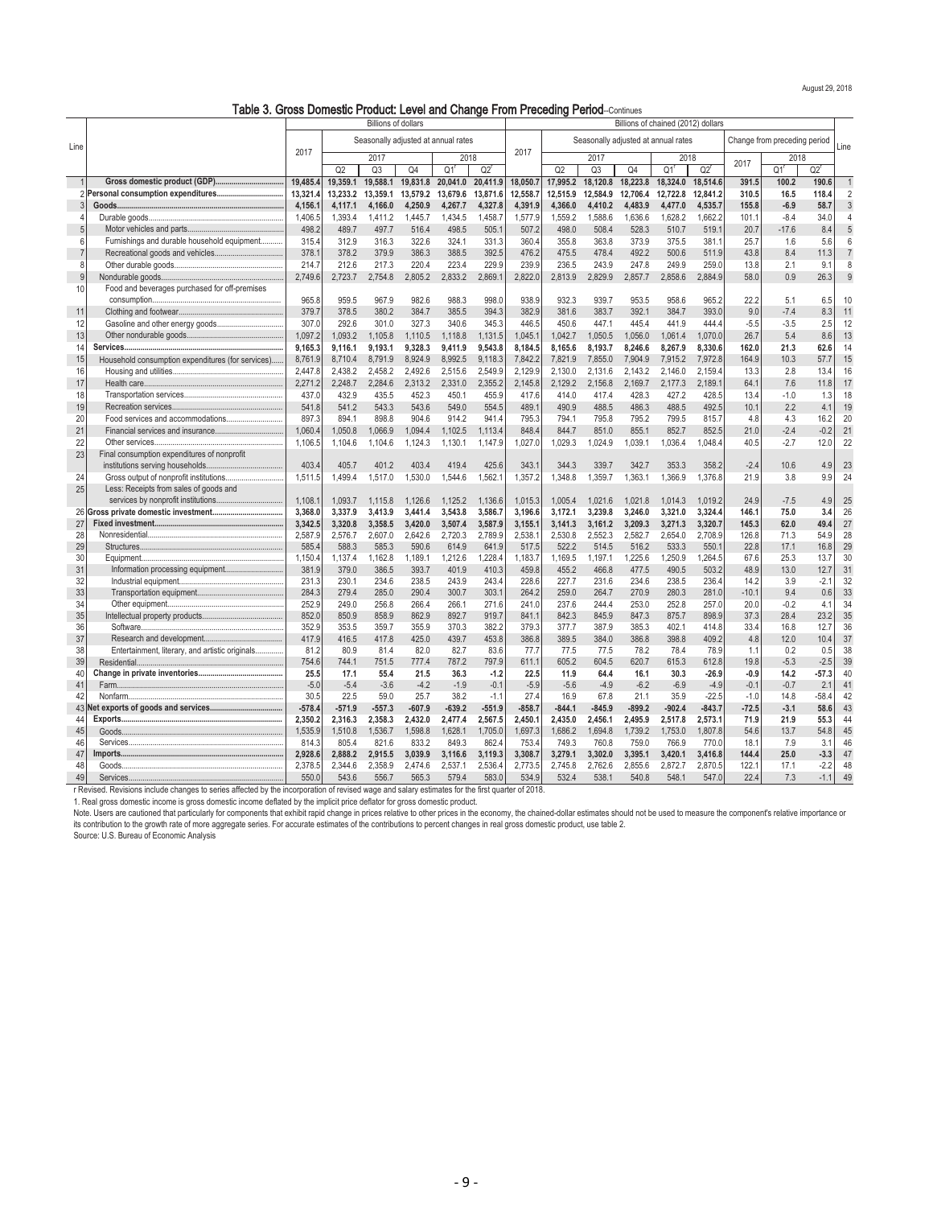August 29, 2018

## Table 3. Gross Domestic Product: Level and Change From Preceding Period--Continues

| Line | | Billions of dollars | | | | | | Billions of chained (2012) dollars | | | | | | | | | Line |
|---|---|---|---|---|---|---|---|---|---|---|---|---|---|---|---|---|---|
| | | 2017 | Seasonally adjusted at annual rates | | | | | 2017 | Seasonally adjusted at annual rates | | | | | Change from preceding period | | | |
| | | | 2017 | | | 2018 | | | 2017 | | | 2018 | | 2017 | 2018 | | |
| | | | Q2 | Q3 | Q4 | Q1[r] | Q2[r] | | Q2 | Q3 | Q4 | Q1[r] | Q2[r] | | Q1[r] | Q2[r] | |
| 1 | **Gross domestic product (GDP)** | **19,485.4** | **19,359.1** | **19,588.1** | **19,831.8** | **20,041.0** | **20,411.9** | **18,050.7** | **17,995.2** | **18,120.8** | **18,223.8** | **18,324.0** | **18,514.6** | **391.5** | **100.2** | **190.6** | 1 |
| 2 | **Personal consumption expenditures** | **13,321.4** | **13,233.2** | **13,359.1** | **13,579.2** | **13,679.6** | **13,871.6** | **12,558.7** | **12,515.9** | **12,584.9** | **12,706.4** | **12,722.8** | **12,841.2** | **310.5** | **16.5** | **118.4** | 2 |
| 3 | **Goods** | **4,156.1** | **4,117.1** | **4,166.0** | **4,250.9** | **4,267.7** | **4,327.8** | **4,391.9** | **4,366.0** | **4,410.2** | **4,483.9** | **4,477.0** | **4,535.7** | **155.8** | **-6.9** | **58.7** | 3 |
| 4 | Durable goods | 1,406.5 | 1,393.4 | 1,411.2 | 1,445.7 | 1,434.5 | 1,458.7 | 1,577.9 | 1,559.2 | 1,588.6 | 1,636.6 | 1,628.2 | 1,662.2 | 101.1 | -8.4 | 34.0 | 4 |
| 5 | Motor vehicles and parts | 498.2 | 489.7 | 497.7 | 516.4 | 498.5 | 505.1 | 507.2 | 498.0 | 508.4 | 528.3 | 510.7 | 519.1 | 20.7 | -17.6 | 8.4 | 5 |
| 6 | Furnishings and durable household equipment | 315.4 | 312.9 | 316.3 | 322.6 | 324.1 | 331.3 | 360.4 | 355.8 | 363.8 | 373.9 | 375.5 | 381.1 | 25.7 | 1.6 | 5.6 | 6 |
| 7 | Recreational goods and vehicles | 378.1 | 378.2 | 379.9 | 386.3 | 388.5 | 392.5 | 476.2 | 475.5 | 478.4 | 492.2 | 500.6 | 511.9 | 43.8 | 8.4 | 11.3 | 7 |
| 8 | Other durable goods | 214.7 | 212.6 | 217.3 | 220.4 | 223.4 | 229.9 | 239.9 | 236.5 | 243.9 | 247.8 | 249.9 | 259.0 | 13.8 | 2.1 | 9.1 | 8 |
| 9 | Nondurable goods | 2,749.6 | 2,723.7 | 2,754.8 | 2,805.2 | 2,833.2 | 2,869.1 | 2,822.0 | 2,813.9 | 2,829.9 | 2,857.7 | 2,858.6 | 2,884.9 | 58.0 | 0.9 | 26.3 | 9 |
| 10 | Food and beverages purchased for off-premises consumption | 965.8 | 959.5 | 967.9 | 982.6 | 988.3 | 998.0 | 938.9 | 932.3 | 939.7 | 953.5 | 958.6 | 965.2 | 22.2 | 5.1 | 6.5 | 10 |
| 11 | Clothing and footwear | 379.7 | 378.5 | 380.2 | 384.7 | 385.5 | 394.3 | 382.9 | 381.6 | 383.7 | 392.1 | 384.7 | 393.0 | 9.0 | -7.4 | 8.3 | 11 |
| 12 | Gasoline and other energy goods | 307.0 | 292.6 | 301.0 | 327.3 | 340.6 | 345.3 | 446.5 | 450.6 | 447.1 | 445.4 | 441.9 | 444.4 | -5.5 | -3.5 | 2.5 | 12 |
| 13 | Other nondurable goods | 1,097.2 | 1,093.2 | 1,105.8 | 1,110.5 | 1,118.8 | 1,131.5 | 1,045.1 | 1,042.7 | 1,050.5 | 1,056.0 | 1,061.4 | 1,070.0 | 26.7 | 5.4 | 8.6 | 13 |
| 14 | **Services** | **9,165.3** | **9,116.1** | **9,193.1** | **9,328.3** | **9,411.9** | **9,543.8** | **8,184.5** | **8,165.6** | **8,193.7** | **8,246.6** | **8,267.9** | **8,330.6** | **162.0** | **21.3** | **62.6** | 14 |
| 15 | Household consumption expenditures (for services) | 8,761.9 | 8,710.4 | 8,791.9 | 8,924.9 | 8,992.5 | 9,118.3 | 7,842.2 | 7,821.9 | 7,855.0 | 7,904.9 | 7,915.2 | 7,972.8 | 164.9 | 10.3 | 57.7 | 15 |
| 16 | Housing and utilities | 2,447.8 | 2,438.2 | 2,458.2 | 2,492.6 | 2,515.6 | 2,549.9 | 2,129.9 | 2,130.0 | 2,131.6 | 2,143.2 | 2,146.0 | 2,159.4 | 13.3 | 2.8 | 13.4 | 16 |
| 17 | Health care | 2,271.2 | 2,248.7 | 2,284.6 | 2,313.2 | 2,331.0 | 2,355.2 | 2,145.8 | 2,129.2 | 2,156.8 | 2,169.7 | 2,177.3 | 2,189.1 | 64.1 | 7.6 | 11.8 | 17 |
| 18 | Transportation services | 437.0 | 432.9 | 435.5 | 452.3 | 450.1 | 455.9 | 417.6 | 414.0 | 417.4 | 428.3 | 427.2 | 428.5 | 13.4 | -1.0 | 1.3 | 18 |
| 19 | Recreation services | 541.8 | 541.2 | 543.3 | 543.6 | 549.0 | 554.5 | 489.1 | 490.9 | 488.5 | 486.3 | 488.5 | 492.5 | 10.1 | 2.2 | 4.1 | 19 |
| 20 | Food services and accommodations | 897.3 | 894.1 | 898.8 | 904.6 | 914.2 | 941.4 | 795.3 | 794.1 | 795.8 | 795.2 | 799.5 | 815.7 | 4.8 | 4.3 | 16.2 | 20 |
| 21 | Financial services and insurance | 1,060.4 | 1,050.8 | 1,066.9 | 1,094.4 | 1,102.5 | 1,113.4 | 848.4 | 844.7 | 851.0 | 855.1 | 852.7 | 852.5 | 21.0 | -2.4 | -0.2 | 21 |
| 22 | Other services | 1,106.5 | 1,104.6 | 1,104.6 | 1,124.3 | 1,130.1 | 1,147.9 | 1,027.0 | 1,029.3 | 1,024.9 | 1,039.1 | 1,036.4 | 1,048.4 | 40.5 | -2.7 | 12.0 | 22 |
| 23 | Final consumption expenditures of nonprofit institutions serving households | 403.4 | 405.7 | 401.2 | 403.4 | 419.4 | 425.6 | 343.1 | 344.3 | 339.7 | 342.7 | 353.3 | 358.2 | -2.4 | 10.6 | 4.9 | 23 |
| 24 | Gross output of nonprofit institutions | 1,511.5 | 1,499.4 | 1,517.0 | 1,530.0 | 1,544.6 | 1,562.1 | 1,357.2 | 1,348.8 | 1,359.7 | 1,363.1 | 1,366.9 | 1,376.8 | 21.9 | 3.8 | 9.9 | 24 |
| 25 | Less: Receipts from sales of goods and services by nonprofit institutions | 1,108.1 | 1,093.7 | 1,115.8 | 1,126.6 | 1,125.2 | 1,136.6 | 1,015.3 | 1,005.4 | 1,021.6 | 1,021.8 | 1,014.3 | 1,019.2 | 24.9 | -7.5 | 4.9 | 25 |
| 26 | **Gross private domestic investment** | **3,368.0** | **3,337.9** | **3,413.9** | **3,441.4** | **3,543.8** | **3,586.7** | **3,196.6** | **3,172.1** | **3,239.8** | **3,246.0** | **3,321.0** | **3,324.4** | **146.1** | **75.0** | **3.4** | 26 |
| 27 | **Fixed investment** | **3,342.5** | **3,320.8** | **3,358.5** | **3,420.0** | **3,507.4** | **3,587.9** | **3,155.1** | **3,141.3** | **3,161.2** | **3,209.3** | **3,271.3** | **3,320.7** | **145.3** | **62.0** | **49.4** | 27 |
| 28 | Nonresidential | 2,587.9 | 2,576.7 | 2,607.0 | 2,642.6 | 2,720.3 | 2,789.9 | 2,538.1 | 2,530.8 | 2,552.3 | 2,582.7 | 2,654.0 | 2,708.9 | 126.8 | 71.3 | 54.9 | 28 |
| 29 | Structures | 585.4 | 588.3 | 585.3 | 590.6 | 614.9 | 641.9 | 517.5 | 522.2 | 514.5 | 516.2 | 533.3 | 550.1 | 22.8 | 17.1 | 16.8 | 29 |
| 30 | Equipment | 1,150.4 | 1,137.4 | 1,162.8 | 1,189.1 | 1,212.6 | 1,228.4 | 1,183.7 | 1,169.5 | 1,197.1 | 1,225.6 | 1,250.9 | 1,264.5 | 67.6 | 25.3 | 13.7 | 30 |
| 31 | Information processing equipment | 381.9 | 379.0 | 386.5 | 393.7 | 401.9 | 410.3 | 459.8 | 455.2 | 466.8 | 477.5 | 490.5 | 503.2 | 48.9 | 13.0 | 12.7 | 31 |
| 32 | Industrial equipment | 231.3 | 230.1 | 234.6 | 238.5 | 243.9 | 243.4 | 228.6 | 227.7 | 231.6 | 234.6 | 238.5 | 236.4 | 14.2 | 3.9 | -2.1 | 32 |
| 33 | Transportation equipment | 284.3 | 279.4 | 285.0 | 290.4 | 300.7 | 303.1 | 264.2 | 259.0 | 264.7 | 270.9 | 280.3 | 281.0 | -10.1 | 9.4 | 0.6 | 33 |
| 34 | Other equipment | 252.9 | 249.0 | 256.8 | 266.4 | 266.1 | 271.6 | 241.0 | 237.6 | 244.4 | 253.0 | 252.8 | 257.0 | 20.0 | -0.2 | 4.1 | 34 |
| 35 | Intellectual property products | 852.0 | 850.9 | 858.9 | 862.9 | 892.7 | 919.7 | 841.1 | 842.3 | 845.9 | 847.3 | 875.7 | 898.9 | 37.3 | 28.4 | 23.2 | 35 |
| 36 | Software | 352.9 | 353.5 | 359.7 | 355.9 | 370.3 | 382.2 | 379.3 | 377.7 | 387.9 | 385.3 | 402.1 | 414.8 | 33.4 | 16.8 | 12.7 | 36 |
| 37 | Research and development | 417.9 | 416.5 | 417.8 | 425.0 | 439.7 | 453.8 | 386.8 | 389.5 | 384.0 | 386.8 | 398.8 | 409.2 | 4.8 | 12.0 | 10.4 | 37 |
| 38 | Entertainment, literary, and artistic originals | 81.2 | 80.9 | 81.4 | 82.0 | 82.7 | 83.6 | 77.7 | 77.5 | 77.5 | 78.2 | 78.4 | 78.9 | 1.1 | 0.2 | 0.5 | 38 |
| 39 | Residential | 754.6 | 744.1 | 751.5 | 777.4 | 787.2 | 797.9 | 611.1 | 605.2 | 604.5 | 620.7 | 615.3 | 612.8 | 19.8 | -5.3 | -2.5 | 39 |
| 40 | **Change in private inventories** | **25.5** | **17.1** | **55.4** | **21.5** | **36.3** | **-1.2** | **22.5** | **11.9** | **64.4** | **16.1** | **30.3** | **-26.9** | **-0.9** | **14.2** | **-57.3** | 40 |
| 41 | Farm | -5.0 | -5.4 | -3.6 | -4.2 | -1.9 | -0.1 | -5.9 | -5.6 | -4.9 | -6.2 | -6.9 | -4.9 | -0.1 | -0.7 | 2.1 | 41 |
| 42 | Nonfarm | 30.5 | 22.5 | 59.0 | 25.7 | 38.2 | -1.1 | 27.4 | 16.9 | 67.8 | 21.1 | 35.9 | -22.5 | -1.0 | 14.8 | -58.4 | 42 |
| 43 | **Net exports of goods and services** | **-578.4** | **-571.9** | **-557.3** | **-607.9** | **-639.2** | **-551.9** | **-858.7** | **-844.1** | **-845.9** | **-899.2** | **-902.4** | **-843.7** | **-72.5** | **-3.1** | **58.6** | 43 |
| 44 | **Exports** | **2,350.2** | **2,316.3** | **2,358.3** | **2,432.0** | **2,477.4** | **2,567.5** | **2,450.1** | **2,435.0** | **2,456.1** | **2,495.9** | **2,517.8** | **2,573.1** | **71.9** | **21.9** | **55.3** | 44 |
| 45 | Goods | 1,535.9 | 1,510.8 | 1,536.7 | 1,598.8 | 1,628.1 | 1,705.0 | 1,697.3 | 1,686.2 | 1,694.8 | 1,739.2 | 1,753.0 | 1,807.8 | 54.6 | 13.7 | 54.8 | 45 |
| 46 | Services | 814.3 | 805.4 | 821.6 | 833.2 | 849.3 | 862.4 | 753.4 | 749.3 | 760.8 | 759.0 | 766.9 | 770.0 | 18.1 | 7.9 | 3.1 | 46 |
| 47 | **Imports** | **2,928.6** | **2,888.2** | **2,915.5** | **3,039.9** | **3,116.6** | **3,119.3** | **3,308.7** | **3,279.1** | **3,302.0** | **3,395.1** | **3,420.1** | **3,416.8** | **144.4** | **25.0** | **-3.3** | 47 |
| 48 | Goods | 2,378.5 | 2,344.6 | 2,358.9 | 2,474.6 | 2,537.1 | 2,536.4 | 2,773.5 | 2,745.8 | 2,762.6 | 2,855.6 | 2,872.7 | 2,870.5 | 122.1 | 17.1 | -2.2 | 48 |
| 49 | Services | 550.0 | 543.6 | 556.7 | 565.3 | 579.4 | 583.0 | 534.9 | 532.4 | 538.1 | 540.8 | 548.1 | 547.0 | 22.4 | 7.3 | -1.1 | 49 |

r Revised. Revisions include changes to series affected by the incorporation of revised wage and salary estimates for the first quarter of 2018.

1. Real gross domestic income is gross domestic income deflated by the implicit price deflator for gross domestic product.

Note. Users are cautioned that particularly for components that exhibit rapid change in prices relative to other prices in the economy, the chained-dollar estimates should not be used to measure the component's relative importance or its contribution to the growth rate of more aggregate series. For accurate estimates of the contributions to percent changes in real gross domestic product, use table 2.

Source: U.S. Bureau of Economic Analysis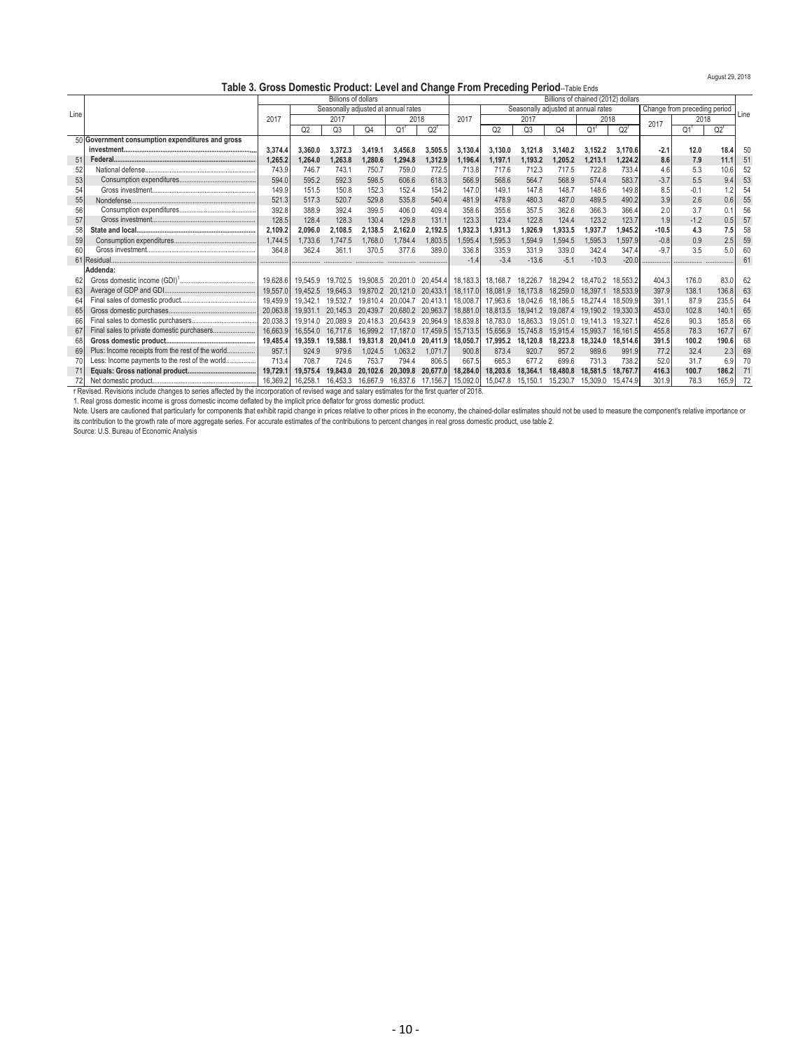August 29, 2018

# Table 3. Gross Domestic Product: Level and Change From Preceding Period--Table Ends

| Line | | Billions of dollars | | | | | | Billions of chained (2012) dollars | | | | | | | | | Line |
|---|---|---|---|---|---|---|---|---|---|---|---|---|---|---|---|---|---|
| | | | Seasonally adjusted at annual rates | | | | | | Seasonally adjusted at annual rates | | | | | Change from preceding period | | | |
| | | 2017 | 2017 | | | 2018 | | 2017 | 2017 | | | 2018 | | 2017 | 2018 | | |
| | | | Q2 | Q3 | Q4 | Q1r | Q2r | | Q2 | Q3 | Q4 | Q1r | Q2r | | Q1r | Q2r | |
| 50 | **Government consumption expenditures and gross investment** | **3,374.4** | **3,360.0** | **3,372.3** | **3,419.1** | **3,456.8** | **3,505.5** | **3,130.4** | **3,130.0** | **3,121.8** | **3,140.2** | **3,152.2** | **3,170.6** | **-2.1** | **12.0** | **18.4** | 50 |
| 51 | **Federal** | **1,265.2** | **1,264.0** | **1,263.8** | **1,280.6** | **1,294.8** | **1,312.9** | **1,196.4** | **1,197.1** | **1,193.2** | **1,205.2** | **1,213.1** | **1,224.2** | **8.6** | **7.9** | **11.1** | 51 |
| 52 | National defense | 743.9 | 746.7 | 743.1 | 750.7 | 759.0 | 772.5 | 713.8 | 717.6 | 712.3 | 717.5 | 722.8 | 733.4 | 4.6 | 5.3 | 10.6 | 52 |
| 53 | Consumption expenditures | 594.0 | 595.2 | 592.3 | 598.5 | 606.6 | 618.3 | 566.9 | 568.6 | 564.7 | 568.9 | 574.4 | 583.7 | -3.7 | 5.5 | 9.4 | 53 |
| 54 | Gross investment | 149.9 | 151.5 | 150.8 | 152.3 | 152.4 | 154.2 | 147.0 | 149.1 | 147.8 | 148.7 | 148.6 | 149.8 | 8.5 | -0.1 | 1.2 | 54 |
| 55 | Nondefense | 521.3 | 517.3 | 520.7 | 529.8 | 535.8 | 540.4 | 481.9 | 478.9 | 480.3 | 487.0 | 489.5 | 490.2 | 3.9 | 2.6 | 0.6 | 55 |
| 56 | Consumption expenditures | 392.8 | 388.9 | 392.4 | 399.5 | 406.0 | 409.4 | 358.6 | 355.6 | 357.5 | 362.6 | 366.3 | 366.4 | 2.0 | 3.7 | 0.1 | 56 |
| 57 | Gross investment | 128.5 | 128.4 | 128.3 | 130.4 | 129.8 | 131.1 | 123.3 | 123.4 | 122.8 | 124.4 | 123.2 | 123.7 | 1.9 | -1.2 | 0.5 | 57 |
| 58 | **State and local** | **2,109.2** | **2,096.0** | **2,108.5** | **2,138.5** | **2,162.0** | **2,192.5** | **1,932.3** | **1,931.3** | **1,926.9** | **1,933.5** | **1,937.7** | **1,945.2** | **-10.5** | **4.3** | **7.5** | 58 |
| 59 | Consumption expenditures | 1,744.5 | 1,733.6 | 1,747.5 | 1,768.0 | 1,784.4 | 1,803.5 | 1,595.4 | 1,595.3 | 1,594.9 | 1,594.5 | 1,595.3 | 1,597.9 | -0.8 | 0.9 | 2.5 | 59 |
| 60 | Gross investment | 364.8 | 362.4 | 361.1 | 370.5 | 377.6 | 389.0 | 336.8 | 335.9 | 331.9 | 339.0 | 342.4 | 347.4 | -9.7 | 3.5 | 5.0 | 60 |
| 61 | Residual | ....... | ....... | ....... | ....... | ....... | ....... | -1.4 | -3.4 | -13.6 | -5.1 | -10.3 | -20.0 | ....... | ....... | ....... | 61 |
| | **Addenda:** | | | | | | | | | | | | | | | | |
| 62 | Gross domestic income (GDI)[1] | 19,628.6 | 19,545.9 | 19,702.5 | 19,908.5 | 20,201.0 | 20,454.4 | 18,183.3 | 18,168.7 | 18,226.7 | 18,294.2 | 18,470.2 | 18,553.2 | 404.3 | 176.0 | 83.0 | 62 |
| 63 | Average of GDP and GDI | 19,557.0 | 19,452.5 | 19,645.3 | 19,870.2 | 20,121.0 | 20,433.1 | 18,117.0 | 18,081.9 | 18,173.8 | 18,259.0 | 18,397.1 | 18,533.9 | 397.9 | 138.1 | 136.8 | 63 |
| 64 | Final sales of domestic product | 19,459.9 | 19,342.1 | 19,532.7 | 19,810.4 | 20,004.7 | 20,413.1 | 18,008.7 | 17,963.6 | 18,042.6 | 18,186.5 | 18,274.4 | 18,509.9 | 391.1 | 87.9 | 235.5 | 64 |
| 65 | Gross domestic purchases | 20,063.8 | 19,931.1 | 20,145.3 | 20,439.7 | 20,680.2 | 20,963.7 | 18,881.0 | 18,813.5 | 18,941.2 | 19,087.4 | 19,190.2 | 19,330.3 | 453.0 | 102.8 | 140.1 | 65 |
| 66 | Final sales to domestic purchasers | 20,038.3 | 19,914.0 | 20,089.9 | 20,418.3 | 20,643.9 | 20,964.9 | 18,839.8 | 18,783.0 | 18,863.3 | 19,051.0 | 19,141.3 | 19,327.1 | 452.6 | 90.3 | 185.8 | 66 |
| 67 | Final sales to private domestic purchasers | 16,663.9 | 16,554.0 | 16,717.6 | 16,999.2 | 17,187.0 | 17,459.5 | 15,713.5 | 15,656.9 | 15,745.8 | 15,915.4 | 15,993.7 | 16,161.5 | 455.8 | 78.3 | 167.7 | 67 |
| 68 | **Gross domestic product** | **19,485.4** | **19,359.1** | **19,588.1** | **19,831.8** | **20,041.0** | **20,411.9** | **18,050.7** | **17,995.2** | **18,120.8** | **18,223.8** | **18,324.0** | **18,514.6** | **391.5** | **100.2** | **190.6** | 68 |
| 69 | Plus: Income receipts from the rest of the world | 957.1 | 924.9 | 979.6 | 1,024.5 | 1,063.2 | 1,071.7 | 900.8 | 873.4 | 920.7 | 957.2 | 989.6 | 991.9 | 77.2 | 32.4 | 2.3 | 69 |
| 70 | Less: Income payments to the rest of the world | 713.4 | 708.7 | 724.6 | 753.7 | 794.4 | 806.5 | 667.5 | 665.3 | 677.2 | 699.6 | 731.3 | 738.2 | 52.0 | 31.7 | 6.9 | 70 |
| 71 | **Equals: Gross national product** | **19,729.1** | **19,575.4** | **19,843.0** | **20,102.6** | **20,309.8** | **20,677.0** | **18,284.0** | **18,203.6** | **18,364.1** | **18,480.8** | **18,581.5** | **18,767.7** | **416.3** | **100.7** | **186.2** | 71 |
| 72 | Net domestic product | 16,369.2 | 16,258.1 | 16,453.3 | 16,667.9 | 16,837.6 | 17,156.7 | 15,092.0 | 15,047.8 | 15,150.1 | 15,230.7 | 15,309.0 | 15,474.9 | 301.9 | 78.3 | 165.9 | 72 |

r Revised. Revisions include changes to series affected by the incorporation of revised wage and salary estimates for the first quarter of 2018.

1. Real gross domestic income is gross domestic income deflated by the implicit price deflator for gross domestic product.

Note. Users are cautioned that particularly for components that exhibit rapid change in prices relative to other prices in the economy, the chained-dollar estimates should not be used to measure the component's relative importance or its contribution to the growth rate of more aggregate series. For accurate estimates of the contributions to percent changes in real gross domestic product, use table 2.

Source: U.S. Bureau of Economic Analysis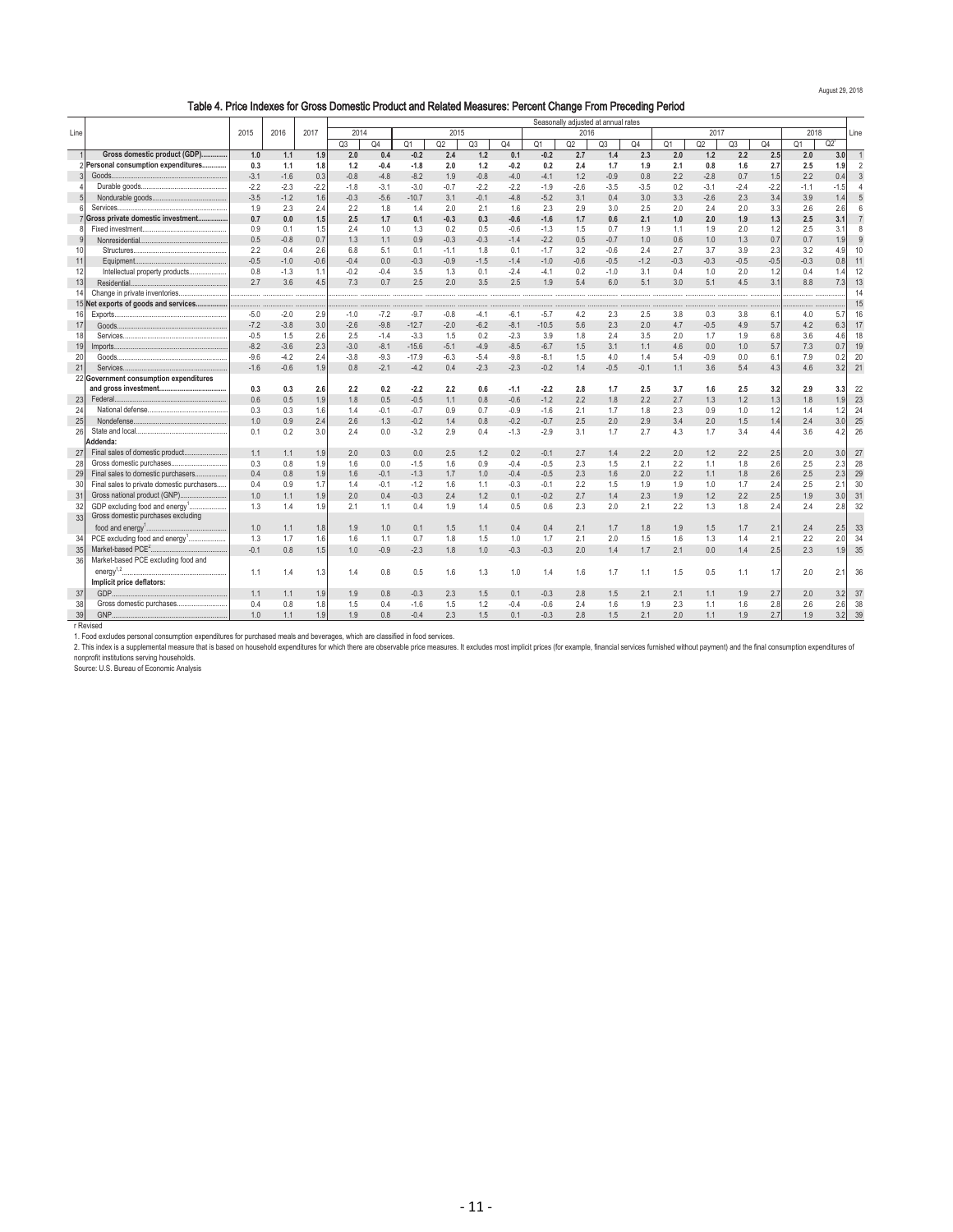August 29, 2018

# Table 4. Price Indexes for Gross Domestic Product and Related Measures: Percent Change From Preceding Period

| Line | | 2015 | 2016 | 2017 | 2014 | | 2015 | | | | 2016 | | | | 2017 | | | | 2018 | | Line |
|---|---|---|---|---|---|---|---|---|---|---|---|---|---|---|---|---|---|---|---|---|---|
| | | | | | Q3 | Q4 | Q1 | Q2 | Q3 | Q4 | Q1 | Q2 | Q3 | Q4 | Q1 | Q2 | Q3 | Q4 | Q1 | Q2[r] | |
| 1 | **Gross domestic product (GDP)** | **1.0** | **1.1** | **1.9** | **2.0** | **0.4** | **-0.2** | **2.4** | **1.2** | **0.1** | **-0.2** | **2.7** | **1.4** | **2.3** | **2.0** | **1.2** | **2.2** | **2.5** | **2.0** | **3.0** | 1 |
| 2 | **Personal consumption expenditures** | **0.3** | **1.1** | **1.8** | **1.2** | **-0.4** | **-1.8** | **2.0** | **1.2** | **-0.2** | **0.2** | **2.4** | **1.7** | **1.9** | **2.1** | **0.8** | **1.6** | **2.7** | **2.5** | **1.9** | 2 |
| 3 | Goods | -3.1 | -1.6 | 0.3 | -0.8 | -4.8 | -8.2 | 1.9 | -0.8 | -4.0 | -4.1 | 1.2 | -0.9 | 0.8 | 2.2 | -2.8 | 0.7 | 1.5 | 2.2 | 0.4 | 3 |
| 4 | Durable goods | -2.2 | -2.3 | -2.2 | -1.8 | -3.1 | -3.0 | -0.7 | -2.2 | -2.2 | -1.9 | -2.6 | -3.5 | -3.5 | 0.2 | -3.1 | -2.4 | -2.2 | -1.1 | -1.5 | 4 |
| 5 | Nondurable goods | -3.5 | -1.2 | 1.6 | -0.3 | -5.6 | -10.7 | 3.1 | -0.1 | -4.8 | -5.2 | 3.1 | 0.4 | 3.0 | 3.3 | -2.6 | 2.3 | 3.4 | 3.9 | 1.4 | 5 |
| 6 | Services | 1.9 | 2.3 | 2.4 | 2.2 | 1.8 | 1.4 | 2.0 | 2.1 | 1.6 | 2.3 | 2.9 | 3.0 | 2.5 | 2.0 | 2.4 | 2.0 | 3.3 | 2.6 | 2.6 | 6 |
| 7 | **Gross private domestic investment** | **0.7** | **0.0** | **1.5** | **2.5** | **1.7** | **0.1** | **-0.3** | **0.3** | **-0.6** | **-1.6** | **1.7** | **0.6** | **2.1** | **1.0** | **2.0** | **1.9** | **1.3** | **2.5** | **3.1** | 7 |
| 8 | Fixed investment | 0.9 | 0.1 | 1.5 | 2.4 | 1.0 | 1.3 | 0.2 | 0.5 | -0.6 | -1.3 | 1.5 | 0.7 | 1.9 | 1.1 | 1.9 | 2.0 | 1.2 | 2.5 | 3.1 | 8 |
| 9 | Nonresidential | 0.5 | -0.8 | 0.7 | 1.3 | 1.1 | 0.9 | -0.3 | -0.3 | -1.4 | -2.2 | 0.5 | -0.7 | 1.0 | 0.6 | 1.0 | 1.3 | 0.7 | 0.7 | 1.9 | 9 |
| 10 | Structures | 2.2 | 0.4 | 2.6 | 6.8 | 5.1 | 0.1 | -1.1 | 1.8 | 0.1 | -1.7 | 3.2 | -0.6 | 2.4 | 2.7 | 3.7 | 3.9 | 2.3 | 3.2 | 4.9 | 10 |
| 11 | Equipment | -0.5 | -1.0 | -0.6 | -0.4 | 0.0 | -0.3 | -0.9 | -1.5 | -1.4 | -1.0 | -0.6 | -0.5 | -1.2 | -0.3 | -0.3 | -0.5 | -0.5 | -0.3 | 0.8 | 11 |
| 12 | Intellectual property products | 0.8 | -1.3 | 1.1 | -0.2 | -0.4 | 3.5 | 1.3 | 0.1 | -2.4 | -4.1 | 0.2 | -1.0 | 3.1 | 0.4 | 1.0 | 2.0 | 1.2 | 0.4 | 1.4 | 12 |
| 13 | Residential | 2.7 | 3.6 | 4.5 | 7.3 | 0.7 | 2.5 | 2.0 | 3.5 | 2.5 | 1.9 | 5.4 | 6.0 | 5.1 | 3.0 | 5.1 | 4.5 | 3.1 | 8.8 | 7.3 | 13 |
| 14 | Change in private inventories | ..... | ..... | ..... | ..... | ..... | ..... | ..... | ..... | ..... | ..... | ..... | ..... | ..... | ..... | ..... | ..... | ..... | ..... | ..... | 14 |
| 15 | **Net exports of goods and services** | ..... | ..... | ..... | ..... | ..... | ..... | ..... | ..... | ..... | ..... | ..... | ..... | ..... | ..... | ..... | ..... | ..... | ..... | ..... | 15 |
| 16 | Exports | -5.0 | -2.0 | 2.9 | -1.0 | -7.2 | -9.7 | -0.8 | -4.1 | -6.1 | -5.7 | 4.2 | 2.3 | 2.5 | 3.8 | 0.3 | 3.8 | 6.1 | 4.0 | 5.7 | 16 |
| 17 | Goods | -7.2 | -3.8 | 3.0 | -2.6 | -9.8 | -12.7 | -2.0 | -6.2 | -8.1 | -10.5 | 5.6 | 2.3 | 2.0 | 4.7 | -0.5 | 4.9 | 5.7 | 4.2 | 6.3 | 17 |
| 18 | Services | -0.5 | 1.5 | 2.6 | 2.5 | -1.4 | -3.3 | 1.5 | 0.2 | -2.3 | 3.9 | 1.8 | 2.4 | 3.5 | 2.0 | 1.7 | 1.9 | 6.8 | 3.6 | 4.6 | 18 |
| 19 | Imports | -8.2 | -3.6 | 2.3 | -3.0 | -8.1 | -15.6 | -5.1 | -4.9 | -8.5 | -6.7 | 1.5 | 3.1 | 1.1 | 4.6 | 0.0 | 1.0 | 5.7 | 7.3 | 0.7 | 19 |
| 20 | Goods | -9.6 | -4.2 | 2.4 | -3.8 | -9.3 | -17.9 | -6.3 | -5.4 | -9.8 | -8.1 | 1.5 | 4.0 | 1.4 | 5.4 | -0.9 | 0.0 | 6.1 | 7.9 | 0.2 | 20 |
| 21 | Services | -1.6 | -0.6 | 1.9 | 0.8 | -2.1 | -4.2 | 0.4 | -2.3 | -2.3 | -0.2 | 1.4 | -0.5 | -0.1 | 1.1 | 3.6 | 5.4 | 4.3 | 4.6 | 3.2 | 21 |
| 22 | **Government consumption expenditures and gross investment** | **0.3** | **0.3** | **2.6** | **2.2** | **0.2** | **-2.2** | **2.2** | **0.6** | **-1.1** | **-2.2** | **2.8** | **1.7** | **2.5** | **3.7** | **1.6** | **2.5** | **3.2** | **2.9** | **3.3** | 22 |
| 23 | Federal | 0.6 | 0.5 | 1.9 | 1.8 | 0.5 | -0.5 | 1.1 | 0.8 | -0.6 | -1.2 | 2.2 | 1.8 | 2.2 | 2.7 | 1.3 | 1.2 | 1.3 | 1.8 | 1.9 | 23 |
| 24 | National defense | 0.3 | 0.3 | 1.6 | 1.4 | -0.1 | -0.7 | 0.9 | 0.7 | -0.9 | -1.6 | 2.1 | 1.7 | 1.8 | 2.3 | 0.9 | 1.0 | 1.2 | 1.4 | 1.2 | 24 |
| 25 | Nondefense | 1.0 | 0.9 | 2.4 | 2.6 | 1.3 | -0.2 | 1.4 | 0.8 | -0.2 | -0.7 | 2.5 | 2.0 | 2.9 | 3.4 | 2.0 | 1.5 | 1.4 | 2.4 | 3.0 | 25 |
| 26 | State and local | 0.1 | 0.2 | 3.0 | 2.4 | 0.0 | -3.2 | 2.9 | 0.4 | -1.3 | -2.9 | 3.1 | 1.7 | 2.7 | 4.3 | 1.7 | 3.4 | 4.4 | 3.6 | 4.2 | 26 |
| | **Addenda:** | | | | | | | | | | | | | | | | | | | | |
| 27 | Final sales of domestic product | 1.1 | 1.1 | 1.9 | 2.0 | 0.3 | 0.0 | 2.5 | 1.2 | 0.2 | -0.1 | 2.7 | 1.4 | 2.2 | 2.0 | 1.2 | 2.2 | 2.5 | 2.0 | 3.0 | 27 |
| 28 | Gross domestic purchases | 0.3 | 0.8 | 1.9 | 1.6 | 0.0 | -1.5 | 1.6 | 0.9 | -0.4 | -0.5 | 2.3 | 1.5 | 2.1 | 2.2 | 1.1 | 1.8 | 2.6 | 2.5 | 2.3 | 28 |
| 29 | Final sales to domestic purchasers | 0.4 | 0.8 | 1.9 | 1.6 | -0.1 | -1.3 | 1.7 | 1.0 | -0.4 | -0.5 | 2.3 | 1.6 | 2.0 | 2.2 | 1.1 | 1.8 | 2.6 | 2.5 | 2.3 | 29 |
| 30 | Final sales to private domestic purchasers | 0.4 | 0.9 | 1.7 | 1.4 | -0.1 | -1.2 | 1.6 | 1.1 | -0.3 | -0.1 | 2.2 | 1.5 | 1.9 | 1.9 | 1.0 | 1.7 | 2.4 | 2.5 | 2.1 | 30 |
| 31 | Gross national product (GNP) | 1.0 | 1.1 | 1.9 | 2.0 | 0.4 | -0.3 | 2.4 | 1.2 | 0.1 | -0.2 | 2.7 | 1.4 | 2.3 | 1.9 | 1.2 | 2.2 | 2.5 | 1.9 | 3.0 | 31 |
| 32 | GDP excluding food and energy[1] | 1.3 | 1.4 | 1.9 | 2.1 | 1.1 | 0.4 | 1.9 | 1.4 | 0.5 | 0.6 | 2.3 | 2.0 | 2.1 | 2.2 | 1.3 | 1.8 | 2.4 | 2.4 | 2.8 | 32 |
| 33 | Gross domestic purchases excluding food and energy[1] | 1.0 | 1.1 | 1.8 | 1.9 | 1.0 | 0.1 | 1.5 | 1.1 | 0.4 | 0.4 | 2.1 | 1.7 | 1.8 | 1.9 | 1.5 | 1.7 | 2.1 | 2.4 | 2.5 | 33 |
| 34 | PCE excluding food and energy[1] | 1.3 | 1.7 | 1.6 | 1.6 | 1.1 | 0.7 | 1.8 | 1.5 | 1.0 | 1.7 | 2.1 | 2.0 | 1.5 | 1.6 | 1.3 | 1.4 | 2.1 | 2.2 | 2.0 | 34 |
| 35 | Market-based PCE[2] | -0.1 | 0.8 | 1.5 | 1.0 | -0.9 | -2.3 | 1.8 | 1.0 | -0.3 | -0.3 | 2.0 | 1.4 | 1.7 | 2.1 | 0.0 | 1.4 | 2.5 | 2.3 | 1.9 | 35 |
| 36 | Market-based PCE excluding food and energy[1,2] | 1.1 | 1.4 | 1.3 | 1.4 | 0.8 | 0.5 | 1.6 | 1.3 | 1.0 | 1.4 | 1.6 | 1.7 | 1.1 | 1.5 | 0.5 | 1.1 | 1.7 | 2.0 | 2.1 | 36 |
| | **Implicit price deflators:** | | | | | | | | | | | | | | | | | | | | |
| 37 | GDP | 1.1 | 1.1 | 1.9 | 1.9 | 0.8 | -0.3 | 2.3 | 1.5 | 0.1 | -0.3 | 2.8 | 1.5 | 2.1 | 2.1 | 1.1 | 1.9 | 2.7 | 2.0 | 3.2 | 37 |
| 38 | Gross domestic purchases | 0.4 | 0.8 | 1.8 | 1.5 | 0.4 | -1.6 | 1.5 | 1.2 | -0.4 | -0.6 | 2.4 | 1.6 | 1.9 | 2.3 | 1.1 | 1.6 | 2.8 | 2.6 | 2.6 | 38 |
| 39 | GNP | 1.0 | 1.1 | 1.9 | 1.9 | 0.8 | -0.4 | 2.3 | 1.5 | 0.1 | -0.3 | 2.8 | 1.5 | 2.1 | 2.0 | 1.1 | 1.9 | 2.7 | 1.9 | 3.2 | 39 |

Note: Quarterly columns (2014 Q3 through 2018 Q2) are seasonally adjusted at annual rates.

r Revised

1. Food excludes personal consumption expenditures for purchased meals and beverages, which are classified in food services.

2. This index is a supplemental measure that is based on household expenditures for which there are observable price measures. It excludes most implicit prices (for example, financial services furnished without payment) and the final consumption expenditures of nonprofit institutions serving households.

Source: U.S. Bureau of Economic Analysis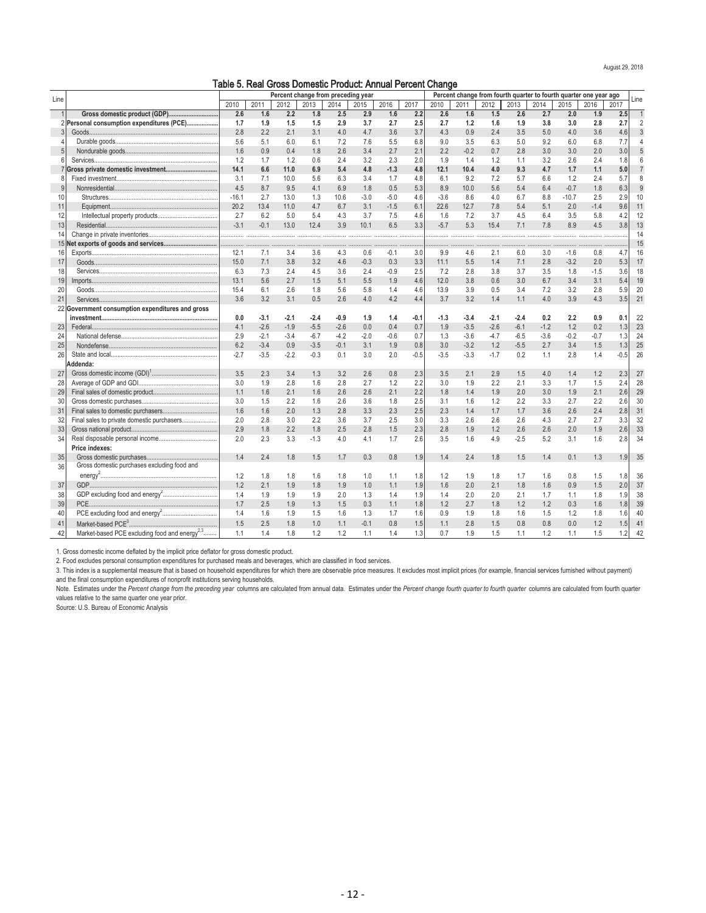August 29, 2018

# Table 5. Real Gross Domestic Product: Annual Percent Change

| Line | | Percent change from preceding year | | | | | | | | Percent change from fourth quarter to fourth quarter one year ago | | | | | | | | Line |
|---|---|---|---|---|---|---|---|---|---|---|---|---|---|---|---|---|---|---|
| | | 2010 | 2011 | 2012 | 2013 | 2014 | 2015 | 2016 | 2017 | 2010 | 2011 | 2012 | 2013 | 2014 | 2015 | 2016 | 2017 | |
| 1 | **Gross domestic product (GDP)** | **2.6** | **1.6** | **2.2** | **1.8** | **2.5** | **2.9** | **1.6** | **2.2** | **2.6** | **1.6** | **1.5** | **2.6** | **2.7** | **2.0** | **1.9** | **2.5** | 1 |
| 2 | **Personal consumption expenditures (PCE)** | **1.7** | **1.9** | **1.5** | **1.5** | **2.9** | **3.7** | **2.7** | **2.5** | **2.7** | **1.2** | **1.6** | **1.9** | **3.8** | **3.0** | **2.8** | **2.7** | 2 |
| 3 | Goods | 2.8 | 2.2 | 2.1 | 3.1 | 4.0 | 4.7 | 3.6 | 3.7 | 4.3 | 0.9 | 2.4 | 3.5 | 5.0 | 4.0 | 3.6 | 4.6 | 3 |
| 4 | Durable goods | 5.6 | 5.1 | 6.0 | 6.1 | 7.2 | 7.6 | 5.5 | 6.8 | 9.0 | 3.5 | 6.3 | 5.0 | 9.2 | 6.0 | 6.8 | 7.7 | 4 |
| 5 | Nondurable goods | 1.6 | 0.9 | 0.4 | 1.8 | 2.6 | 3.4 | 2.7 | 2.1 | 2.2 | -0.2 | 0.7 | 2.8 | 3.0 | 3.0 | 2.0 | 3.0 | 5 |
| 6 | Services | 1.2 | 1.7 | 1.2 | 0.6 | 2.4 | 3.2 | 2.3 | 2.0 | 1.9 | 1.4 | 1.2 | 1.1 | 3.2 | 2.6 | 2.4 | 1.8 | 6 |
| 7 | **Gross private domestic investment** | **14.1** | **6.6** | **11.0** | **6.9** | **5.4** | **4.8** | **-1.3** | **4.8** | **12.1** | **10.4** | **4.0** | **9.3** | **4.7** | **1.7** | **1.1** | **5.0** | 7 |
| 8 | Fixed investment | 3.1 | 7.1 | 10.0 | 5.6 | 6.3 | 3.4 | 1.7 | 4.8 | 6.1 | 9.2 | 7.2 | 5.7 | 6.6 | 1.2 | 2.4 | 5.7 | 8 |
| 9 | Nonresidential | 4.5 | 8.7 | 9.5 | 4.1 | 6.9 | 1.8 | 0.5 | 5.3 | 8.9 | 10.0 | 5.6 | 5.4 | 6.4 | -0.7 | 1.8 | 6.3 | 9 |
| 10 | Structures | -16.1 | 2.7 | 13.0 | 1.3 | 10.6 | -3.0 | -5.0 | 4.6 | -3.6 | 8.6 | 4.0 | 6.7 | 8.8 | -10.7 | 2.5 | 2.9 | 10 |
| 11 | Equipment | 20.2 | 13.4 | 11.0 | 4.7 | 6.7 | 3.1 | -1.5 | 6.1 | 22.6 | 12.7 | 7.8 | 5.4 | 5.1 | 2.0 | -1.4 | 9.6 | 11 |
| 12 | Intellectual property products | 2.7 | 6.2 | 5.0 | 5.4 | 4.3 | 3.7 | 7.5 | 4.6 | 1.6 | 7.2 | 3.7 | 4.5 | 6.4 | 3.5 | 5.8 | 4.2 | 12 |
| 13 | Residential | -3.1 | -0.1 | 13.0 | 12.4 | 3.9 | 10.1 | 6.5 | 3.3 | -5.7 | 5.3 | 15.4 | 7.1 | 7.8 | 8.9 | 4.5 | 3.8 | 13 |
| 14 | Change in private inventories | ..... | ..... | ..... | ..... | ..... | ..... | ..... | ..... | ..... | ..... | ..... | ..... | ..... | ..... | ..... | ..... | 14 |
| 15 | **Net exports of goods and services** | ..... | ..... | ..... | ..... | ..... | ..... | ..... | ..... | ..... | ..... | ..... | ..... | ..... | ..... | ..... | ..... | 15 |
| 16 | Exports | 12.1 | 7.1 | 3.4 | 3.6 | 4.3 | 0.6 | -0.1 | 3.0 | 9.9 | 4.6 | 2.1 | 6.0 | 3.0 | -1.6 | 0.8 | 4.7 | 16 |
| 17 | Goods | 15.0 | 7.1 | 3.8 | 3.2 | 4.6 | -0.3 | 0.3 | 3.3 | 11.1 | 5.5 | 1.4 | 7.1 | 2.8 | -3.2 | 2.0 | 5.3 | 17 |
| 18 | Services | 6.3 | 7.3 | 2.4 | 4.5 | 3.6 | 2.4 | -0.9 | 2.5 | 7.2 | 2.8 | 3.8 | 3.7 | 3.5 | 1.8 | -1.5 | 3.6 | 18 |
| 19 | Imports | 13.1 | 5.6 | 2.7 | 1.5 | 5.1 | 5.5 | 1.9 | 4.6 | 12.0 | 3.8 | 0.6 | 3.0 | 6.7 | 3.4 | 3.1 | 5.4 | 19 |
| 20 | Goods | 15.4 | 6.1 | 2.6 | 1.8 | 5.6 | 5.8 | 1.4 | 4.6 | 13.9 | 3.9 | 0.5 | 3.4 | 7.2 | 3.2 | 2.8 | 5.9 | 20 |
| 21 | Services | 3.6 | 3.2 | 3.1 | 0.5 | 2.6 | 4.0 | 4.2 | 4.4 | 3.7 | 3.2 | 1.4 | 1.1 | 4.0 | 3.9 | 4.3 | 3.5 | 21 |
| 22 | **Government consumption expenditures and gross investment** | **0.0** | **-3.1** | **-2.1** | **-2.4** | **-0.9** | **1.9** | **1.4** | **-0.1** | **-1.3** | **-3.4** | **-2.1** | **-2.4** | **0.2** | **2.2** | **0.9** | **0.1** | 22 |
| 23 | Federal | 4.1 | -2.6 | -1.9 | -5.5 | -2.6 | 0.0 | 0.4 | 0.7 | 1.9 | -3.5 | -2.6 | -6.1 | -1.2 | 1.2 | 0.2 | 1.3 | 23 |
| 24 | National defense | 2.9 | -2.1 | -3.4 | -6.7 | -4.2 | -2.0 | -0.6 | 0.7 | 1.3 | -3.6 | -4.7 | -6.5 | -3.6 | -0.2 | -0.7 | 1.3 | 24 |
| 25 | Nondefense | 6.2 | -3.4 | 0.9 | -3.5 | -0.1 | 3.1 | 1.9 | 0.8 | 3.0 | -3.2 | 1.2 | -5.5 | 2.7 | 3.4 | 1.5 | 1.3 | 25 |
| 26 | State and local | -2.7 | -3.5 | -2.2 | -0.3 | 0.1 | 3.0 | 2.0 | -0.5 | -3.5 | -3.3 | -1.7 | 0.2 | 1.1 | 2.8 | 1.4 | -0.5 | 26 |
| | **Addenda:** | | | | | | | | | | | | | | | | | |
| 27 | Gross domestic income (GDI)[1] | 3.5 | 2.3 | 3.4 | 1.3 | 3.2 | 2.6 | 0.8 | 2.3 | 3.5 | 2.1 | 2.9 | 1.5 | 4.0 | 1.4 | 1.2 | 2.3 | 27 |
| 28 | Average of GDP and GDI | 3.0 | 1.9 | 2.8 | 1.6 | 2.8 | 2.7 | 1.2 | 2.2 | 3.0 | 1.9 | 2.2 | 2.1 | 3.3 | 1.7 | 1.5 | 2.4 | 28 |
| 29 | Final sales of domestic product | 1.1 | 1.6 | 2.1 | 1.6 | 2.6 | 2.6 | 2.1 | 2.2 | 1.8 | 1.4 | 1.9 | 2.0 | 3.0 | 1.9 | 2.1 | 2.6 | 29 |
| 30 | Gross domestic purchases | 3.0 | 1.5 | 2.2 | 1.6 | 2.6 | 3.6 | 1.8 | 2.5 | 3.1 | 1.6 | 1.2 | 2.2 | 3.3 | 2.7 | 2.2 | 2.6 | 30 |
| 31 | Final sales to domestic purchasers | 1.6 | 1.6 | 2.0 | 1.3 | 2.8 | 3.3 | 2.3 | 2.5 | 2.3 | 1.4 | 1.7 | 1.7 | 3.6 | 2.6 | 2.4 | 2.8 | 31 |
| 32 | Final sales to private domestic purchasers | 2.0 | 2.8 | 3.0 | 2.2 | 3.6 | 3.7 | 2.5 | 3.0 | 3.3 | 2.6 | 2.6 | 2.6 | 4.3 | 2.7 | 2.7 | 3.3 | 32 |
| 33 | Gross national product | 2.9 | 1.8 | 2.2 | 1.8 | 2.5 | 2.8 | 1.5 | 2.3 | 2.8 | 1.9 | 1.2 | 2.6 | 2.6 | 2.0 | 1.9 | 2.6 | 33 |
| 34 | Real disposable personal income | 2.0 | 2.3 | 3.3 | -1.3 | 4.0 | 4.1 | 1.7 | 2.6 | 3.5 | 1.6 | 4.9 | -2.5 | 5.2 | 3.1 | 1.6 | 2.8 | 34 |
| | **Price indexes:** | | | | | | | | | | | | | | | | | |
| 35 | Gross domestic purchases | 1.4 | 2.4 | 1.8 | 1.5 | 1.7 | 0.3 | 0.8 | 1.9 | 1.4 | 2.4 | 1.8 | 1.5 | 1.4 | 0.1 | 1.3 | 1.9 | 35 |
| 36 | Gross domestic purchases excluding food and energy[2] | 1.2 | 1.8 | 1.8 | 1.6 | 1.8 | 1.0 | 1.1 | 1.8 | 1.2 | 1.9 | 1.8 | 1.7 | 1.6 | 0.8 | 1.5 | 1.8 | 36 |
| 37 | GDP | 1.2 | 2.1 | 1.9 | 1.8 | 1.9 | 1.0 | 1.1 | 1.9 | 1.6 | 2.0 | 2.1 | 1.8 | 1.6 | 0.9 | 1.5 | 2.0 | 37 |
| 38 | GDP excluding food and energy[2] | 1.4 | 1.9 | 1.9 | 1.9 | 2.0 | 1.3 | 1.4 | 1.9 | 1.4 | 2.0 | 2.0 | 2.1 | 1.7 | 1.1 | 1.8 | 1.9 | 38 |
| 39 | PCE | 1.7 | 2.5 | 1.9 | 1.3 | 1.5 | 0.3 | 1.1 | 1.8 | 1.2 | 2.7 | 1.8 | 1.2 | 1.2 | 0.3 | 1.6 | 1.8 | 39 |
| 40 | PCE excluding food and energy[2] | 1.4 | 1.6 | 1.9 | 1.5 | 1.6 | 1.3 | 1.7 | 1.6 | 0.9 | 1.9 | 1.8 | 1.6 | 1.5 | 1.2 | 1.8 | 1.6 | 40 |
| 41 | Market-based PCE[3] | 1.5 | 2.5 | 1.8 | 1.0 | 1.1 | -0.1 | 0.8 | 1.5 | 1.1 | 2.8 | 1.5 | 0.8 | 0.8 | 0.0 | 1.2 | 1.5 | 41 |
| 42 | Market-based PCE excluding food and energy[2,3] | 1.1 | 1.4 | 1.8 | 1.2 | 1.2 | 1.1 | 1.4 | 1.3 | 0.7 | 1.9 | 1.5 | 1.1 | 1.2 | 1.1 | 1.5 | 1.2 | 42 |

1. Gross domestic income deflated by the implicit price deflator for gross domestic product.
2. Food excludes personal consumption expenditures for purchased meals and beverages, which are classified in food services.
3. This index is a supplemental measure that is based on household expenditures for which there are observable price measures. It excludes most implicit prices (for example, financial services furnished without payment) and the final consumption expenditures of nonprofit institutions serving households.

Note. Estimates under the *Percent change from the preceding year* columns are calculated from annual data. Estimates under the *Percent change fourth quarter to fourth quarter* columns are calculated from fourth quarter values relative to the same quarter one year prior.

Source: U.S. Bureau of Economic Analysis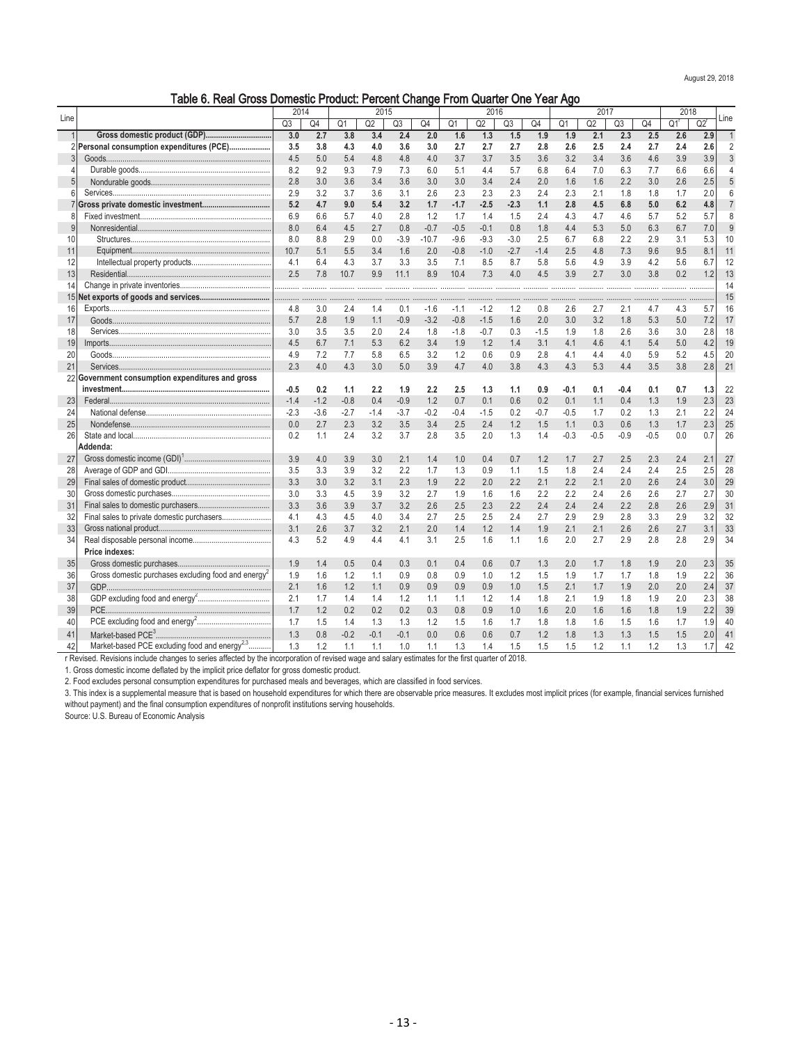August 29, 2018

# Table 6. Real Gross Domestic Product: Percent Change From Quarter One Year Ago

| Line | | 2014 | | 2015 | | | | 2016 | | | | 2017 | | | | 2018 | | Line |
|---|---|---|---|---|---|---|---|---|---|---|---|---|---|---|---|---|---|---|
| | | Q3 | Q4 | Q1 | Q2 | Q3 | Q4 | Q1 | Q2 | Q3 | Q4 | Q1 | Q2 | Q3 | Q4 | Q1[r] | Q2[r] | |
| 1 | **Gross domestic product (GDP)** | **3.0** | **2.7** | **3.8** | **3.4** | **2.4** | **2.0** | **1.6** | **1.3** | **1.5** | **1.9** | **1.9** | **2.1** | **2.3** | **2.5** | **2.6** | **2.9** | 1 |
| 2 | **Personal consumption expenditures (PCE)** | **3.5** | **3.8** | **4.3** | **4.0** | **3.6** | **3.0** | **2.7** | **2.7** | **2.7** | **2.8** | **2.6** | **2.5** | **2.4** | **2.7** | **2.4** | **2.6** | 2 |
| 3 | Goods | 4.5 | 5.0 | 5.4 | 4.8 | 4.8 | 4.0 | 3.7 | 3.7 | 3.5 | 3.6 | 3.2 | 3.4 | 3.6 | 4.6 | 3.9 | 3.9 | 3 |
| 4 | Durable goods | 8.2 | 9.2 | 9.3 | 7.9 | 7.3 | 6.0 | 5.1 | 4.4 | 5.7 | 6.8 | 6.4 | 7.0 | 6.3 | 7.7 | 6.6 | 6.6 | 4 |
| 5 | Nondurable goods | 2.8 | 3.0 | 3.6 | 3.4 | 3.6 | 3.0 | 3.0 | 3.4 | 2.4 | 2.0 | 1.6 | 1.6 | 2.2 | 3.0 | 2.6 | 2.5 | 5 |
| 6 | Services | 2.9 | 3.2 | 3.7 | 3.6 | 3.1 | 2.6 | 2.3 | 2.3 | 2.3 | 2.4 | 2.3 | 2.1 | 1.8 | 1.8 | 1.7 | 2.0 | 6 |
| 7 | **Gross private domestic investment** | **5.2** | **4.7** | **9.0** | **5.4** | **3.2** | **1.7** | **-1.7** | **-2.5** | **-2.3** | **1.1** | **2.8** | **4.5** | **6.8** | **5.0** | **6.2** | **4.8** | 7 |
| 8 | Fixed investment | 6.9 | 6.6 | 5.7 | 4.0 | 2.8 | 1.2 | 1.7 | 1.4 | 1.5 | 2.4 | 4.3 | 4.7 | 4.6 | 5.7 | 5.2 | 5.7 | 8 |
| 9 | Nonresidential | 8.0 | 6.4 | 4.5 | 2.7 | 0.8 | -0.7 | -0.5 | -0.1 | 0.8 | 1.8 | 4.4 | 5.3 | 5.0 | 6.3 | 6.7 | 7.0 | 9 |
| 10 | Structures | 8.0 | 8.8 | 2.9 | 0.0 | -3.9 | -10.7 | -9.6 | -9.3 | -3.0 | 2.5 | 6.7 | 6.8 | 2.2 | 2.9 | 3.1 | 5.3 | 10 |
| 11 | Equipment | 10.7 | 5.1 | 5.5 | 3.4 | 1.6 | 2.0 | -0.8 | -1.0 | -2.7 | -1.4 | 2.5 | 4.8 | 7.3 | 9.6 | 9.5 | 8.1 | 11 |
| 12 | Intellectual property products | 4.1 | 6.4 | 4.3 | 3.7 | 3.3 | 3.5 | 7.1 | 8.5 | 8.7 | 5.8 | 5.6 | 4.9 | 3.9 | 4.2 | 5.6 | 6.7 | 12 |
| 13 | Residential | 2.5 | 7.8 | 10.7 | 9.9 | 11.1 | 8.9 | 10.4 | 7.3 | 4.0 | 4.5 | 3.9 | 2.7 | 3.0 | 3.8 | 0.2 | 1.2 | 13 |
| 14 | Change in private inventories | ... | ... | ... | ... | ... | ... | ... | ... | ... | ... | ... | ... | ... | ... | ... | ... | 14 |
| 15 | **Net exports of goods and services** | ... | ... | ... | ... | ... | ... | ... | ... | ... | ... | ... | ... | ... | ... | ... | ... | 15 |
| 16 | Exports | 4.8 | 3.0 | 2.4 | 1.4 | 0.1 | -1.6 | -1.1 | -1.2 | 1.2 | 0.8 | 2.6 | 2.7 | 2.1 | 4.7 | 4.3 | 5.7 | 16 |
| 17 | Goods | 5.7 | 2.8 | 1.9 | 1.1 | -0.9 | -3.2 | -0.8 | -1.5 | 1.6 | 2.0 | 3.0 | 3.2 | 1.8 | 5.3 | 5.0 | 7.2 | 17 |
| 18 | Services | 3.0 | 3.5 | 3.5 | 2.0 | 2.4 | 1.8 | -1.8 | -0.7 | 0.3 | -1.5 | 1.9 | 1.8 | 2.6 | 3.6 | 3.0 | 2.8 | 18 |
| 19 | Imports | 4.5 | 6.7 | 7.1 | 5.3 | 6.2 | 3.4 | 1.9 | 1.2 | 1.4 | 3.1 | 4.1 | 4.6 | 4.1 | 5.4 | 5.0 | 4.2 | 19 |
| 20 | Goods | 4.9 | 7.2 | 7.7 | 5.8 | 6.5 | 3.2 | 1.2 | 0.6 | 0.9 | 2.8 | 4.1 | 4.4 | 4.0 | 5.9 | 5.2 | 4.5 | 20 |
| 21 | Services | 2.3 | 4.0 | 4.3 | 3.0 | 5.0 | 3.9 | 4.7 | 4.0 | 3.8 | 4.3 | 4.3 | 5.3 | 4.4 | 3.5 | 3.8 | 2.8 | 21 |
| 22 | **Government consumption expenditures and gross investment** | **-0.5** | **0.2** | **1.1** | **2.2** | **1.9** | **2.2** | **2.5** | **1.3** | **1.1** | **0.9** | **-0.1** | **0.1** | **-0.4** | **0.1** | **0.7** | **1.3** | 22 |
| 23 | Federal | -1.4 | -1.2 | -0.8 | 0.4 | -0.9 | 1.2 | 0.7 | 0.1 | 0.6 | 0.2 | 0.1 | 1.1 | 0.4 | 1.3 | 1.9 | 2.3 | 23 |
| 24 | National defense | -2.3 | -3.6 | -2.7 | -1.4 | -3.7 | -0.2 | -0.4 | -1.5 | 0.2 | -0.7 | -0.5 | 1.7 | 0.2 | 1.3 | 2.1 | 2.2 | 24 |
| 25 | Nondefense | 0.0 | 2.7 | 2.3 | 3.2 | 3.5 | 3.4 | 2.5 | 2.4 | 1.2 | 1.5 | 1.1 | 0.3 | 0.6 | 1.3 | 1.7 | 2.3 | 25 |
| 26 | State and local | 0.2 | 1.1 | 2.4 | 3.2 | 3.7 | 2.8 | 3.5 | 2.0 | 1.3 | 1.4 | -0.3 | -0.5 | -0.9 | -0.5 | 0.0 | 0.7 | 26 |
| | **Addenda:** | | | | | | | | | | | | | | | | | |
| 27 | Gross domestic income (GDI)[1] | 3.9 | 4.0 | 3.9 | 3.0 | 2.1 | 1.4 | 1.0 | 0.4 | 0.7 | 1.2 | 1.7 | 2.7 | 2.5 | 2.3 | 2.4 | 2.1 | 27 |
| 28 | Average of GDP and GDI | 3.5 | 3.3 | 3.9 | 3.2 | 2.2 | 1.7 | 1.3 | 0.9 | 1.1 | 1.5 | 1.8 | 2.4 | 2.4 | 2.4 | 2.5 | 2.5 | 28 |
| 29 | Final sales of domestic product | 3.3 | 3.0 | 3.2 | 3.1 | 2.3 | 1.9 | 2.2 | 2.0 | 2.2 | 2.1 | 2.2 | 2.1 | 2.0 | 2.6 | 2.4 | 3.0 | 29 |
| 30 | Gross domestic purchases | 3.0 | 3.3 | 4.5 | 3.9 | 3.2 | 2.7 | 1.9 | 1.6 | 1.6 | 2.2 | 2.2 | 2.4 | 2.6 | 2.6 | 2.7 | 2.7 | 30 |
| 31 | Final sales to domestic purchasers | 3.3 | 3.6 | 3.9 | 3.7 | 3.2 | 2.6 | 2.5 | 2.3 | 2.2 | 2.4 | 2.4 | 2.4 | 2.2 | 2.8 | 2.6 | 2.9 | 31 |
| 32 | Final sales to private domestic purchasers | 4.1 | 4.3 | 4.5 | 4.0 | 3.4 | 2.7 | 2.5 | 2.5 | 2.4 | 2.7 | 2.9 | 2.9 | 2.8 | 3.3 | 2.9 | 3.2 | 32 |
| 33 | Gross national product | 3.1 | 2.6 | 3.7 | 3.2 | 2.1 | 2.0 | 1.4 | 1.2 | 1.4 | 1.9 | 2.1 | 2.1 | 2.6 | 2.6 | 2.7 | 3.1 | 33 |
| 34 | Real disposable personal income | 4.3 | 5.2 | 4.9 | 4.4 | 4.1 | 3.1 | 2.5 | 1.6 | 1.1 | 1.6 | 2.0 | 2.7 | 2.9 | 2.8 | 2.8 | 2.9 | 34 |
| | **Price indexes:** | | | | | | | | | | | | | | | | | |
| 35 | Gross domestic purchases | 1.9 | 1.4 | 0.5 | 0.4 | 0.3 | 0.1 | 0.4 | 0.6 | 0.7 | 1.3 | 2.0 | 1.7 | 1.8 | 1.9 | 2.0 | 2.3 | 35 |
| 36 | Gross domestic purchases excluding food and energy[2] | 1.9 | 1.6 | 1.2 | 1.1 | 0.9 | 0.8 | 0.9 | 1.0 | 1.2 | 1.5 | 1.9 | 1.7 | 1.7 | 1.8 | 1.9 | 2.2 | 36 |
| 37 | GDP | 2.1 | 1.6 | 1.2 | 1.1 | 0.9 | 0.9 | 0.9 | 0.9 | 1.0 | 1.5 | 2.1 | 1.7 | 1.9 | 2.0 | 2.0 | 2.4 | 37 |
| 38 | GDP excluding food and energy[2] | 2.1 | 1.7 | 1.4 | 1.4 | 1.2 | 1.1 | 1.1 | 1.2 | 1.4 | 1.8 | 2.1 | 1.9 | 1.8 | 1.9 | 2.0 | 2.3 | 38 |
| 39 | PCE | 1.7 | 1.2 | 0.2 | 0.2 | 0.2 | 0.3 | 0.8 | 0.9 | 1.0 | 1.6 | 2.0 | 1.6 | 1.6 | 1.8 | 1.9 | 2.2 | 39 |
| 40 | PCE excluding food and energy[2] | 1.7 | 1.5 | 1.4 | 1.3 | 1.3 | 1.2 | 1.5 | 1.6 | 1.7 | 1.8 | 1.8 | 1.6 | 1.5 | 1.6 | 1.7 | 1.9 | 40 |
| 41 | Market-based PCE[3] | 1.3 | 0.8 | -0.2 | -0.1 | -0.1 | 0.0 | 0.6 | 0.6 | 0.7 | 1.2 | 1.8 | 1.3 | 1.3 | 1.5 | 1.5 | 2.0 | 41 |
| 42 | Market-based PCE excluding food and energy[2,3] | 1.3 | 1.2 | 1.1 | 1.1 | 1.0 | 1.1 | 1.3 | 1.4 | 1.5 | 1.5 | 1.5 | 1.2 | 1.1 | 1.2 | 1.3 | 1.7 | 42 |

r Revised. Revisions include changes to series affected by the incorporation of revised wage and salary estimates for the first quarter of 2018.

1. Gross domestic income deflated by the implicit price deflator for gross domestic product.

2. Food excludes personal consumption expenditures for purchased meals and beverages, which are classified in food services.

3. This index is a supplemental measure that is based on household expenditures for which there are observable price measures. It excludes most implicit prices (for example, financial services furnished without payment) and the final consumption expenditures of nonprofit institutions serving households.

Source: U.S. Bureau of Economic Analysis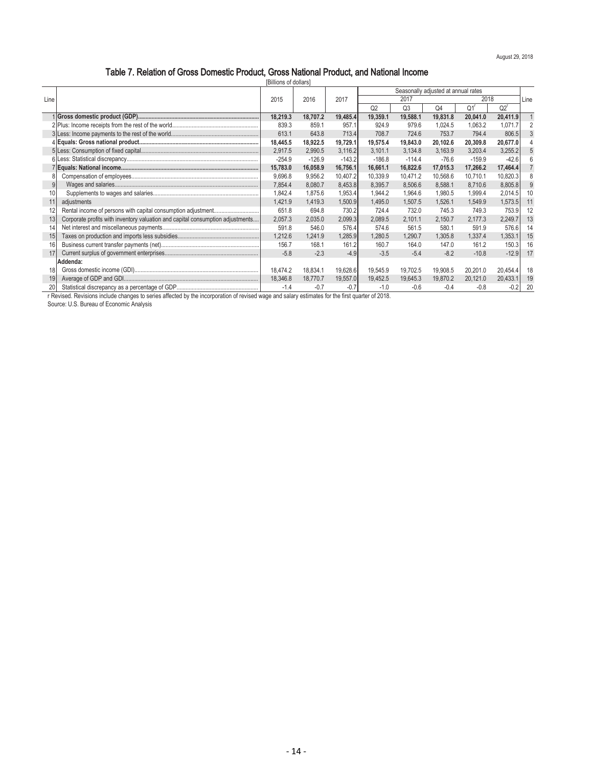August 29, 2018

# Table 7. Relation of Gross Domestic Product, Gross National Product, and National Income

[Billions of dollars]

| Line | | 2015 | 2016 | 2017 | Seasonally adjusted at annual rates | | | | | Line |
|---|---|---|---|---|---|---|---|---|---|---|
| | | | | | 2017 | | | 2018 | | |
| | | | | | Q2 | Q3 | Q4 | Q1[r] | Q2[r] | |
| 1 | **Gross domestic product (GDP)** | **18,219.3** | **18,707.2** | **19,485.4** | **19,359.1** | **19,588.1** | **19,831.8** | **20,041.0** | **20,411.9** | 1 |
| 2 | Plus: Income receipts from the rest of the world | 839.3 | 859.1 | 957.1 | 924.9 | 979.6 | 1,024.5 | 1,063.2 | 1,071.7 | 2 |
| 3 | Less: Income payments to the rest of the world | 613.1 | 643.8 | 713.4 | 708.7 | 724.6 | 753.7 | 794.4 | 806.5 | 3 |
| 4 | **Equals: Gross national product** | **18,445.5** | **18,922.5** | **19,729.1** | **19,575.4** | **19,843.0** | **20,102.6** | **20,309.8** | **20,677.0** | 4 |
| 5 | Less: Consumption of fixed capital | 2,917.5 | 2,990.5 | 3,116.2 | 3,101.1 | 3,134.8 | 3,163.9 | 3,203.4 | 3,255.2 | 5 |
| 6 | Less: Statistical discrepancy | -254.9 | -126.9 | -143.2 | -186.8 | -114.4 | -76.6 | -159.9 | -42.6 | 6 |
| 7 | **Equals: National income** | **15,783.0** | **16,058.9** | **16,756.1** | **16,661.1** | **16,822.6** | **17,015.3** | **17,266.2** | **17,464.4** | 7 |
| 8 | Compensation of employees | 9,696.8 | 9,956.2 | 10,407.2 | 10,339.9 | 10,471.2 | 10,568.6 | 10,710.1 | 10,820.3 | 8 |
| 9 | Wages and salaries | 7,854.4 | 8,080.7 | 8,453.8 | 8,395.7 | 8,506.6 | 8,588.1 | 8,710.6 | 8,805.8 | 9 |
| 10 | Supplements to wages and salaries | 1,842.4 | 1,875.6 | 1,953.4 | 1,944.2 | 1,964.6 | 1,980.5 | 1,999.4 | 2,014.5 | 10 |
| 11 | adjustments | 1,421.9 | 1,419.3 | 1,500.9 | 1,495.0 | 1,507.5 | 1,526.1 | 1,549.9 | 1,573.5 | 11 |
| 12 | Rental income of persons with capital consumption adjustment | 651.8 | 694.8 | 730.2 | 724.4 | 732.0 | 745.3 | 749.3 | 753.9 | 12 |
| 13 | Corporate profits with inventory valuation and capital consumption adjustments | 2,057.3 | 2,035.0 | 2,099.3 | 2,089.5 | 2,101.1 | 2,150.7 | 2,177.3 | 2,249.7 | 13 |
| 14 | Net interest and miscellaneous payments | 591.8 | 546.0 | 576.4 | 574.6 | 561.5 | 580.1 | 591.9 | 576.6 | 14 |
| 15 | Taxes on production and imports less subsidies | 1,212.6 | 1,241.9 | 1,285.9 | 1,280.5 | 1,290.7 | 1,305.8 | 1,337.4 | 1,353.1 | 15 |
| 16 | Business current transfer payments (net) | 156.7 | 168.1 | 161.2 | 160.7 | 164.0 | 147.0 | 161.2 | 150.3 | 16 |
| 17 | Current surplus of government enterprises | -5.8 | -2.3 | -4.9 | -3.5 | -5.4 | -8.2 | -10.8 | -12.9 | 17 |
| | **Addenda:** | | | | | | | | | |
| 18 | Gross domestic income (GDI) | 18,474.2 | 18,834.1 | 19,628.6 | 19,545.9 | 19,702.5 | 19,908.5 | 20,201.0 | 20,454.4 | 18 |
| 19 | Average of GDP and GDI | 18,346.8 | 18,770.7 | 19,557.0 | 19,452.5 | 19,645.3 | 19,870.2 | 20,121.0 | 20,433.1 | 19 |
| 20 | Statistical discrepancy as a percentage of GDP | -1.4 | -0.7 | -0.7 | -1.0 | -0.6 | -0.4 | -0.8 | -0.2 | 20 |

r Revised. Revisions include changes to series affected by the incorporation of revised wage and salary estimates for the first quarter of 2018.

Source: U.S. Bureau of Economic Analysis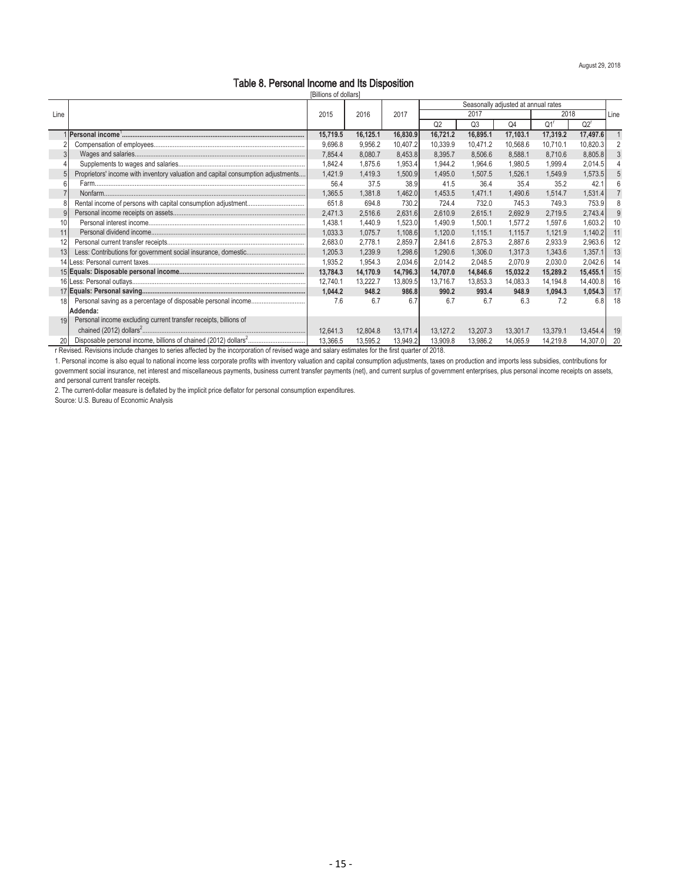August 29, 2018

# Table 8. Personal Income and Its Disposition

[Billions of dollars]

| Line | | 2015 | 2016 | 2017 | Seasonally adjusted at annual rates | | | | | Line |
|---|---|---|---|---|---|---|---|---|---|---|
| | | | | | 2017 | | | 2018 | | |
| | | | | | Q2 | Q3 | Q4 | Q1[r] | Q2[r] | |
| 1 | **Personal income**[1] | **15,719.5** | **16,125.1** | **16,830.9** | **16,721.2** | **16,895.1** | **17,103.1** | **17,319.2** | **17,497.6** | 1 |
| 2 | Compensation of employees | 9,696.8 | 9,956.2 | 10,407.2 | 10,339.9 | 10,471.2 | 10,568.6 | 10,710.1 | 10,820.3 | 2 |
| 3 | Wages and salaries | 7,854.4 | 8,080.7 | 8,453.8 | 8,395.7 | 8,506.6 | 8,588.1 | 8,710.6 | 8,805.8 | 3 |
| 4 | Supplements to wages and salaries | 1,842.4 | 1,875.6 | 1,953.4 | 1,944.2 | 1,964.6 | 1,980.5 | 1,999.4 | 2,014.5 | 4 |
| 5 | Proprietors' income with inventory valuation and capital consumption adjustments | 1,421.9 | 1,419.3 | 1,500.9 | 1,495.0 | 1,507.5 | 1,526.1 | 1,549.9 | 1,573.5 | 5 |
| 6 | Farm | 56.4 | 37.5 | 38.9 | 41.5 | 36.4 | 35.4 | 35.2 | 42.1 | 6 |
| 7 | Nonfarm | 1,365.5 | 1,381.8 | 1,462.0 | 1,453.5 | 1,471.1 | 1,490.6 | 1,514.7 | 1,531.4 | 7 |
| 8 | Rental income of persons with capital consumption adjustment | 651.8 | 694.8 | 730.2 | 724.4 | 732.0 | 745.3 | 749.3 | 753.9 | 8 |
| 9 | Personal income receipts on assets | 2,471.3 | 2,516.6 | 2,631.6 | 2,610.9 | 2,615.1 | 2,692.9 | 2,719.5 | 2,743.4 | 9 |
| 10 | Personal interest income | 1,438.1 | 1,440.9 | 1,523.0 | 1,490.9 | 1,500.1 | 1,577.2 | 1,597.6 | 1,603.2 | 10 |
| 11 | Personal dividend income | 1,033.3 | 1,075.7 | 1,108.6 | 1,120.0 | 1,115.1 | 1,115.7 | 1,121.9 | 1,140.2 | 11 |
| 12 | Personal current transfer receipts | 2,683.0 | 2,778.1 | 2,859.7 | 2,841.6 | 2,875.3 | 2,887.6 | 2,933.9 | 2,963.6 | 12 |
| 13 | Less: Contributions for government social insurance, domestic | 1,205.3 | 1,239.9 | 1,298.6 | 1,290.6 | 1,306.0 | 1,317.3 | 1,343.6 | 1,357.1 | 13 |
| 14 | Less: Personal current taxes | 1,935.2 | 1,954.3 | 2,034.6 | 2,014.2 | 2,048.5 | 2,070.9 | 2,030.0 | 2,042.6 | 14 |
| 15 | **Equals: Disposable personal income** | **13,784.3** | **14,170.9** | **14,796.3** | **14,707.0** | **14,846.6** | **15,032.2** | **15,289.2** | **15,455.1** | 15 |
| 16 | Less: Personal outlays | 12,740.1 | 13,222.7 | 13,809.5 | 13,716.7 | 13,853.3 | 14,083.3 | 14,194.8 | 14,400.8 | 16 |
| 17 | **Equals: Personal saving** | **1,044.2** | **948.2** | **986.8** | **990.2** | **993.4** | **948.9** | **1,094.3** | **1,054.3** | 17 |
| 18 | Personal saving as a percentage of disposable personal income | 7.6 | 6.7 | 6.7 | 6.7 | 6.7 | 6.3 | 7.2 | 6.8 | 18 |
| | **Addenda:** | | | | | | | | | |
| 19 | Personal income excluding current transfer receipts, billions of chained (2012) dollars[2] | 12,641.3 | 12,804.8 | 13,171.4 | 13,127.2 | 13,207.3 | 13,301.7 | 13,379.1 | 13,454.4 | 19 |
| 20 | Disposable personal income, billions of chained (2012) dollars[2] | 13,366.5 | 13,595.2 | 13,949.2 | 13,909.8 | 13,986.2 | 14,065.9 | 14,219.8 | 14,307.0 | 20 |

r Revised. Revisions include changes to series affected by the incorporation of revised wage and salary estimates for the first quarter of 2018.

1. Personal income is also equal to national income less corporate profits with inventory valuation and capital consumption adjustments, taxes on production and imports less subsidies, contributions for government social insurance, net interest and miscellaneous payments, business current transfer payments (net), and current surplus of government enterprises, plus personal income receipts on assets, and personal current transfer receipts.

2. The current-dollar measure is deflated by the implicit price deflator for personal consumption expenditures.

Source: U.S. Bureau of Economic Analysis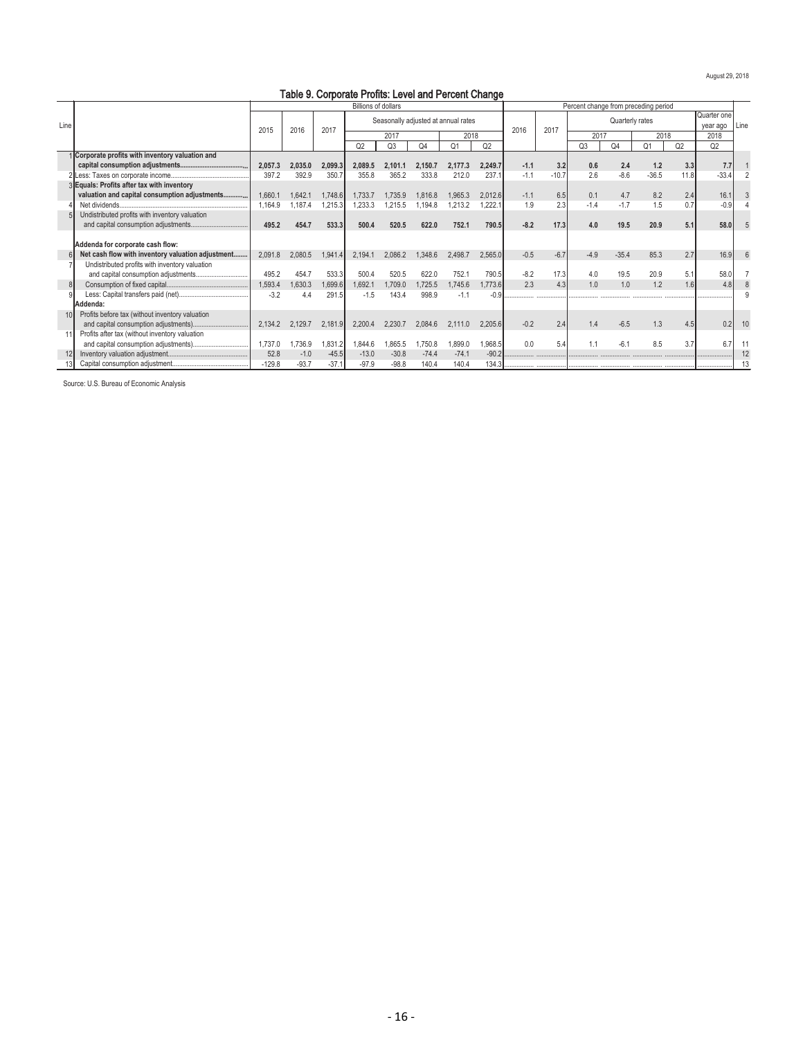August 29, 2018

# Table 9. Corporate Profits: Level and Percent Change

| Line | | Billions of dollars | | | | | | | | Percent change from preceding period | | | | | | | Line |
|---|---|---|---|---|---|---|---|---|---|---|---|---|---|---|---|---|---|
| | | | | | Seasonally adjusted at annual rates | | | | | | | Quarterly rates | | | | Quarter one year ago | |
| | | 2015 | 2016 | 2017 | 2017 | | | 2018 | | 2016 | 2017 | 2017 | | 2018 | | 2018 | |
| | | | | | Q2 | Q3 | Q4 | Q1 | Q2 | | | Q3 | Q4 | Q1 | Q2 | Q2 | |
| 1 | **Corporate profits with inventory valuation and capital consumption adjustments** | **2,057.3** | **2,035.0** | **2,099.3** | **2,089.5** | **2,101.1** | **2,150.7** | **2,177.3** | **2,249.7** | **-1.1** | **3.2** | **0.6** | **2.4** | **1.2** | **3.3** | **7.7** | 1 |
| 2 | Less: Taxes on corporate income | 397.2 | 392.9 | 350.7 | 355.8 | 365.2 | 333.8 | 212.0 | 237.1 | -1.1 | -10.7 | 2.6 | -8.6 | -36.5 | 11.8 | -33.4 | 2 |
| 3 | **Equals: Profits after tax with inventory valuation and capital consumption adjustments** | 1,660.1 | 1,642.1 | 1,748.6 | 1,733.7 | 1,735.9 | 1,816.8 | 1,965.3 | 2,012.6 | -1.1 | 6.5 | 0.1 | 4.7 | 8.2 | 2.4 | 16.1 | 3 |
| 4 | Net dividends | 1,164.9 | 1,187.4 | 1,215.3 | 1,233.3 | 1,215.5 | 1,194.8 | 1,213.2 | 1,222.1 | 1.9 | 2.3 | -1.4 | -1.7 | 1.5 | 0.7 | -0.9 | 4 |
| 5 | Undistributed profits with inventory valuation and capital consumption adjustments | **495.2** | **454.7** | **533.3** | **500.4** | **520.5** | **622.0** | **752.1** | **790.5** | **-8.2** | **17.3** | **4.0** | **19.5** | **20.9** | **5.1** | **58.0** | 5 |
| | **Addenda for corporate cash flow:** | | | | | | | | | | | | | | | | |
| 6 | **Net cash flow with inventory valuation adjustment** | 2,091.8 | 2,080.5 | 1,941.4 | 2,194.1 | 2,086.2 | 1,348.6 | 2,498.7 | 2,565.0 | -0.5 | -6.7 | -4.9 | -35.4 | 85.3 | 2.7 | 16.9 | 6 |
| 7 | Undistributed profits with inventory valuation and capital consumption adjustments | 495.2 | 454.7 | 533.3 | 500.4 | 520.5 | 622.0 | 752.1 | 790.5 | -8.2 | 17.3 | 4.0 | 19.5 | 20.9 | 5.1 | 58.0 | 7 |
| 8 | Consumption of fixed capital | 1,593.4 | 1,630.3 | 1,699.6 | 1,692.1 | 1,709.0 | 1,725.5 | 1,745.6 | 1,773.6 | 2.3 | 4.3 | 1.0 | 1.0 | 1.2 | 1.6 | 4.8 | 8 |
| 9 | Less: Capital transfers paid (net) | -3.2 | 4.4 | 291.5 | -1.5 | 143.4 | 998.9 | -1.1 | -0.9 | ..... | ..... | ..... | ..... | ..... | ..... | ..... | 9 |
| | **Addenda:** | | | | | | | | | | | | | | | | |
| 10 | Profits before tax (without inventory valuation and capital consumption adjustments) | 2,134.2 | 2,129.7 | 2,181.9 | 2,200.4 | 2,230.7 | 2,084.6 | 2,111.0 | 2,205.6 | -0.2 | 2.4 | 1.4 | -6.5 | 1.3 | 4.5 | 0.2 | 10 |
| 11 | Profits after tax (without inventory valuation and capital consumption adjustments) | 1,737.0 | 1,736.9 | 1,831.2 | 1,844.6 | 1,865.5 | 1,750.8 | 1,899.0 | 1,968.5 | 0.0 | 5.4 | 1.1 | -6.1 | 8.5 | 3.7 | 6.7 | 11 |
| 12 | Inventory valuation adjustment | 52.8 | -1.0 | -45.5 | -13.0 | -30.8 | -74.4 | -74.1 | -90.2 | ..... | ..... | ..... | ..... | ..... | ..... | ..... | 12 |
| 13 | Capital consumption adjustment | -129.8 | -93.7 | -37.1 | -97.9 | -98.8 | 140.4 | 140.4 | 134.3 | ..... | ..... | ..... | ..... | ..... | ..... | ..... | 13 |

Source: U.S. Bureau of Economic Analysis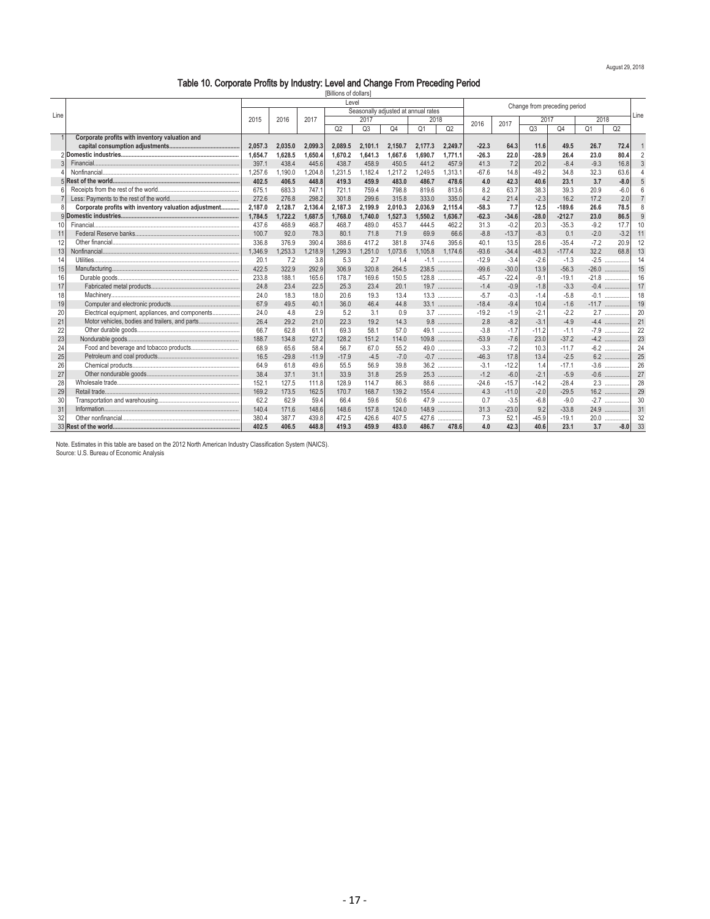August 29, 2018

# Table 10. Corporate Profits by Industry: Level and Change From Preceding Period

[Billions of dollars]

| Line | | Level | | | | | | | | Change from preceding period | | | | | | Line |
|---|---|---|---|---|---|---|---|---|---|---|---|---|---|---|---|---|
| | | | | | Seasonally adjusted at annual rates | | | | | | | | | | | |
| | | 2015 | 2016 | 2017 | 2017 | | | 2018 | | 2016 | 2017 | 2017 | | 2018 | | |
| | | | | | Q2 | Q3 | Q4 | Q1 | Q2 | | | Q3 | Q4 | Q1 | Q2 | |
| 1 | **Corporate profits with inventory valuation and capital consumption adjustments** | **2,057.3** | **2,035.0** | **2,099.3** | **2,089.5** | **2,101.1** | **2,150.7** | **2,177.3** | **2,249.7** | **-22.3** | **64.3** | **11.6** | **49.5** | **26.7** | **72.4** | 1 |
| 2 | **Domestic industries** | **1,654.7** | **1,628.5** | **1,650.4** | **1,670.2** | **1,641.3** | **1,667.6** | **1,690.7** | **1,771.1** | **-26.3** | **22.0** | **-28.9** | **26.4** | **23.0** | **80.4** | 2 |
| 3 | Financial | 397.1 | 438.4 | 445.6 | 438.7 | 458.9 | 450.5 | 441.2 | 457.9 | 41.3 | 7.2 | 20.2 | -8.4 | -9.3 | 16.8 | 3 |
| 4 | Nonfinancial | 1,257.6 | 1,190.0 | 1,204.8 | 1,231.5 | 1,182.4 | 1,217.2 | 1,249.5 | 1,313.1 | -67.6 | 14.8 | -49.2 | 34.8 | 32.3 | 63.6 | 4 |
| 5 | **Rest of the world** | **402.5** | **406.5** | **448.8** | **419.3** | **459.9** | **483.0** | **486.7** | **478.6** | **4.0** | **42.3** | **40.6** | **23.1** | **3.7** | **-8.0** | 5 |
| 6 | Receipts from the rest of the world | 675.1 | 683.3 | 747.1 | 721.1 | 759.4 | 798.8 | 819.6 | 813.6 | 8.2 | 63.7 | 38.3 | 39.3 | 20.9 | -6.0 | 6 |
| 7 | Less: Payments to the rest of the world | 272.6 | 276.8 | 298.2 | 301.8 | 299.6 | 315.8 | 333.0 | 335.0 | 4.2 | 21.4 | -2.3 | 16.2 | 17.2 | 2.0 | 7 |
| 8 | **Corporate profits with inventory valuation adjustment** | **2,187.0** | **2,128.7** | **2,136.4** | **2,187.3** | **2,199.9** | **2,010.3** | **2,036.9** | **2,115.4** | **-58.3** | **7.7** | **12.5** | **-189.6** | **26.6** | **78.5** | 8 |
| 9 | **Domestic industries** | **1,784.5** | **1,722.2** | **1,687.5** | **1,768.0** | **1,740.0** | **1,527.3** | **1,550.2** | **1,636.7** | **-62.3** | **-34.6** | **-28.0** | **-212.7** | **23.0** | **86.5** | 9 |
| 10 | Financial | 437.6 | 468.9 | 468.7 | 468.7 | 489.0 | 453.7 | 444.5 | 462.2 | 31.3 | -0.2 | 20.3 | -35.3 | -9.2 | 17.7 | 10 |
| 11 | Federal Reserve banks | 100.7 | 92.0 | 78.3 | 80.1 | 71.8 | 71.9 | 69.9 | 66.6 | -8.8 | -13.7 | -8.3 | 0.1 | -2.0 | -3.2 | 11 |
| 12 | Other financial | 336.8 | 376.9 | 390.4 | 388.6 | 417.2 | 381.8 | 374.6 | 395.6 | 40.1 | 13.5 | 28.6 | -35.4 | -7.2 | 20.9 | 12 |
| 13 | Nonfinancial | 1,346.9 | 1,253.3 | 1,218.9 | 1,299.3 | 1,251.0 | 1,073.6 | 1,105.8 | 1,174.6 | -93.6 | -34.4 | -48.3 | -177.4 | 32.2 | 68.8 | 13 |
| 14 | Utilities | 20.1 | 7.2 | 3.8 | 5.3 | 2.7 | 1.4 | -1.1 | ..... | -12.9 | -3.4 | -2.6 | -1.3 | -2.5 | ..... | 14 |
| 15 | Manufacturing | 422.5 | 322.9 | 292.9 | 306.9 | 320.8 | 264.5 | 238.5 | ..... | -99.6 | -30.0 | 13.9 | -56.3 | -26.0 | ..... | 15 |
| 16 | Durable goods | 233.8 | 188.1 | 165.6 | 178.7 | 169.6 | 150.5 | 128.8 | ..... | -45.7 | -22.4 | -9.1 | -19.1 | -21.8 | ..... | 16 |
| 17 | Fabricated metal products | 24.8 | 23.4 | 22.5 | 25.3 | 23.4 | 20.1 | 19.7 | ..... | -1.4 | -0.9 | -1.8 | -3.3 | -0.4 | ..... | 17 |
| 18 | Machinery | 24.0 | 18.3 | 18.0 | 20.6 | 19.3 | 13.4 | 13.3 | ..... | -5.7 | -0.3 | -1.4 | -5.8 | -0.1 | ..... | 18 |
| 19 | Computer and electronic products | 67.9 | 49.5 | 40.1 | 36.0 | 46.4 | 44.8 | 33.1 | ..... | -18.4 | -9.4 | 10.4 | -1.6 | -11.7 | ..... | 19 |
| 20 | Electrical equipment, appliances, and components | 24.0 | 4.8 | 2.9 | 5.2 | 3.1 | 0.9 | 3.7 | ..... | -19.2 | -1.9 | -2.1 | -2.2 | 2.7 | ..... | 20 |
| 21 | Motor vehicles, bodies and trailers, and parts | 26.4 | 29.2 | 21.0 | 22.3 | 19.2 | 14.3 | 9.8 | ..... | 2.8 | -8.2 | -3.1 | -4.9 | -4.4 | ..... | 21 |
| 22 | Other durable goods | 66.7 | 62.8 | 61.1 | 69.3 | 58.1 | 57.0 | 49.1 | ..... | -3.8 | -1.7 | -11.2 | -1.1 | -7.9 | ..... | 22 |
| 23 | Nondurable goods | 188.7 | 134.8 | 127.2 | 128.2 | 151.2 | 114.0 | 109.8 | ..... | -53.9 | -7.6 | 23.0 | -37.2 | -4.2 | ..... | 23 |
| 24 | Food and beverage and tobacco products | 68.9 | 65.6 | 58.4 | 56.7 | 67.0 | 55.2 | 49.0 | ..... | -3.3 | -7.2 | 10.3 | -11.7 | -6.2 | ..... | 24 |
| 25 | Petroleum and coal products | 16.5 | -29.8 | -11.9 | -17.9 | -4.5 | -7.0 | -0.7 | ..... | -46.3 | 17.8 | 13.4 | -2.5 | 6.2 | ..... | 25 |
| 26 | Chemical products | 64.9 | 61.8 | 49.6 | 55.5 | 56.9 | 39.8 | 36.2 | ..... | -3.1 | -12.2 | 1.4 | -17.1 | -3.6 | ..... | 26 |
| 27 | Other nondurable goods | 38.4 | 37.1 | 31.1 | 33.9 | 31.8 | 25.9 | 25.3 | ..... | -1.2 | -6.0 | -2.1 | -5.9 | -0.6 | ..... | 27 |
| 28 | Wholesale trade | 152.1 | 127.5 | 111.8 | 128.9 | 114.7 | 86.3 | 88.6 | ..... | -24.6 | -15.7 | -14.2 | -28.4 | 2.3 | ..... | 28 |
| 29 | Retail trade | 169.2 | 173.5 | 162.5 | 170.7 | 168.7 | 139.2 | 155.4 | ..... | 4.3 | -11.0 | -2.0 | -29.5 | 16.2 | ..... | 29 |
| 30 | Transportation and warehousing | 62.2 | 62.9 | 59.4 | 66.4 | 59.6 | 50.6 | 47.9 | ..... | 0.7 | -3.5 | -6.8 | -9.0 | -2.7 | ..... | 30 |
| 31 | Information | 140.4 | 171.6 | 148.6 | 148.6 | 157.8 | 124.0 | 148.9 | ..... | 31.3 | -23.0 | 9.2 | -33.8 | 24.9 | ..... | 31 |
| 32 | Other nonfinancial | 380.4 | 387.7 | 439.8 | 472.5 | 426.6 | 407.5 | 427.6 | ..... | 7.3 | 52.1 | -45.9 | -19.1 | 20.0 | ..... | 32 |
| 33 | **Rest of the world** | **402.5** | **406.5** | **448.8** | **419.3** | **459.9** | **483.0** | **486.7** | **478.6** | **4.0** | **42.3** | **40.6** | **23.1** | **3.7** | **-8.0** | 33 |

Note. Estimates in this table are based on the 2012 North American Industry Classification System (NAICS).
Source: U.S. Bureau of Economic Analysis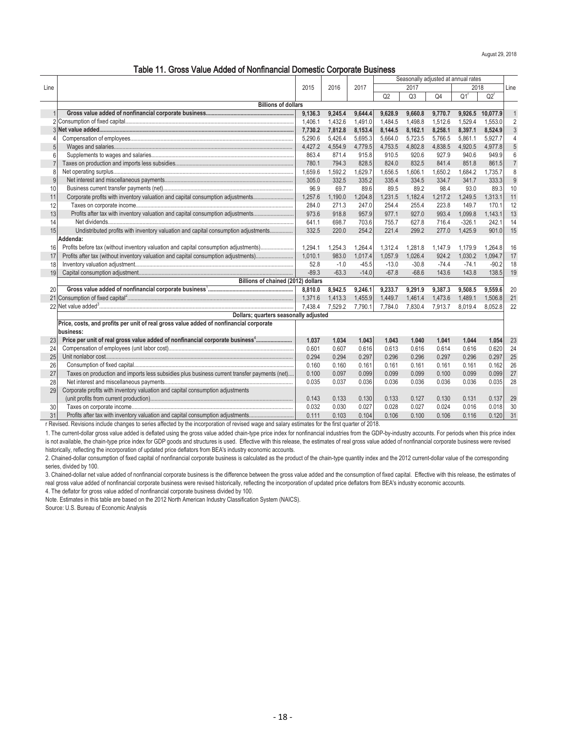August 29, 2018

## Table 11. Gross Value Added of Nonfinancial Domestic Corporate Business

| Line | | 2015 | 2016 | 2017 | Seasonally adjusted at annual rates | | | | | Line |
|---|---|---|---|---|---|---|---|---|---|---|
| | | | | | 2017 | | | 2018 | | |
| | | | | | Q2 | Q3 | Q4 | Q1[r] | Q2[r] | |
| | **Billions of dollars** | | | | | | | | | |
| 1 | **Gross value added of nonfinancial corporate business** | **9,136.3** | **9,245.4** | **9,644.4** | **9,628.9** | **9,660.8** | **9,770.7** | **9,926.5** | **10,077.9** | 1 |
| 2 | Consumption of fixed capital | 1,406.1 | 1,432.6 | 1,491.0 | 1,484.5 | 1,498.8 | 1,512.6 | 1,529.4 | 1,553.0 | 2 |
| 3 | **Net value added** | **7,730.2** | **7,812.8** | **8,153.4** | **8,144.5** | **8,162.1** | **8,258.1** | **8,397.1** | **8,524.9** | 3 |
| 4 | Compensation of employees | 5,290.6 | 5,426.4 | 5,695.3 | 5,664.0 | 5,723.5 | 5,766.5 | 5,861.1 | 5,927.7 | 4 |
| 5 | Wages and salaries | 4,427.2 | 4,554.9 | 4,779.5 | 4,753.5 | 4,802.8 | 4,838.5 | 4,920.5 | 4,977.8 | 5 |
| 6 | Supplements to wages and salaries | 863.4 | 871.4 | 915.8 | 910.5 | 920.6 | 927.9 | 940.6 | 949.9 | 6 |
| 7 | Taxes on production and imports less subsidies | 780.1 | 794.3 | 828.5 | 824.0 | 832.5 | 841.4 | 851.8 | 861.5 | 7 |
| 8 | Net operating surplus | 1,659.6 | 1,592.2 | 1,629.7 | 1,656.5 | 1,606.1 | 1,650.2 | 1,684.2 | 1,735.7 | 8 |
| 9 | Net interest and miscellaneous payments | 305.0 | 332.5 | 335.2 | 335.4 | 334.5 | 334.7 | 341.7 | 333.3 | 9 |
| 10 | Business current transfer payments (net) | 96.9 | 69.7 | 89.6 | 89.5 | 89.2 | 98.4 | 93.0 | 89.3 | 10 |
| 11 | Corporate profits with inventory valuation and capital consumption adjustments | 1,257.6 | 1,190.0 | 1,204.8 | 1,231.5 | 1,182.4 | 1,217.2 | 1,249.5 | 1,313.1 | 11 |
| 12 | Taxes on corporate income | 284.0 | 271.3 | 247.0 | 254.4 | 255.4 | 223.8 | 149.7 | 170.1 | 12 |
| 13 | Profits after tax with inventory valuation and capital consumption adjustments | 973.6 | 918.8 | 957.9 | 977.1 | 927.0 | 993.4 | 1,099.8 | 1,143.1 | 13 |
| 14 | Net dividends | 641.1 | 698.7 | 703.6 | 755.7 | 627.8 | 716.4 | -326.1 | 242.1 | 14 |
| 15 | Undistributed profits with inventory valuation and capital consumption adjustments | 332.5 | 220.0 | 254.2 | 221.4 | 299.2 | 277.0 | 1,425.9 | 901.0 | 15 |
| | **Addenda:** | | | | | | | | | |
| 16 | Profits before tax (without inventory valuation and capital consumption adjustments) | 1,294.1 | 1,254.3 | 1,264.4 | 1,312.4 | 1,281.8 | 1,147.9 | 1,179.9 | 1,264.8 | 16 |
| 17 | Profits after tax (without inventory valuation and capital consumption adjustments) | 1,010.1 | 983.0 | 1,017.4 | 1,057.9 | 1,026.4 | 924.2 | 1,030.2 | 1,094.7 | 17 |
| 18 | Inventory valuation adjustment | 52.8 | -1.0 | -45.5 | -13.0 | -30.8 | -74.4 | -74.1 | -90.2 | 18 |
| 19 | Capital consumption adjustment | -89.3 | -63.3 | -14.0 | -67.8 | -68.6 | 143.6 | 143.8 | 138.5 | 19 |
| | **Billions of chained (2012) dollars** | | | | | | | | | |
| 20 | **Gross value added of nonfinancial corporate business**[1] | **8,810.0** | **8,942.5** | **9,246.1** | **9,233.7** | **9,291.9** | **9,387.3** | **9,508.5** | **9,559.6** | 20 |
| 21 | Consumption of fixed capital[2] | 1,371.6 | 1,413.3 | 1,455.9 | 1,449.7 | 1,461.4 | 1,473.6 | 1,489.1 | 1,506.8 | 21 |
| 22 | Net value added[3] | 7,438.4 | 7,529.2 | 7,790.1 | 7,784.0 | 7,830.4 | 7,913.7 | 8,019.4 | 8,052.8 | 22 |
| | **Dollars; quarters seasonally adjusted** | | | | | | | | | |
| | **Price, costs, and profits per unit of real gross value added of nonfinancial corporate business:** | | | | | | | | | |
| 23 | **Price per unit of real gross value added of nonfinancial corporate business**[4] | **1.037** | **1.034** | **1.043** | **1.043** | **1.040** | **1.041** | **1.044** | **1.054** | 23 |
| 24 | Compensation of employees (unit labor cost) | 0.601 | 0.607 | 0.616 | 0.613 | 0.616 | 0.614 | 0.616 | 0.620 | 24 |
| 25 | Unit nonlabor cost | 0.294 | 0.294 | 0.297 | 0.296 | 0.296 | 0.297 | 0.296 | 0.297 | 25 |
| 26 | Consumption of fixed capital | 0.160 | 0.160 | 0.161 | 0.161 | 0.161 | 0.161 | 0.161 | 0.162 | 26 |
| 27 | Taxes on production and imports less subsidies plus business current transfer payments (net) | 0.100 | 0.097 | 0.099 | 0.099 | 0.099 | 0.100 | 0.099 | 0.099 | 27 |
| 28 | Net interest and miscellaneous payments | 0.035 | 0.037 | 0.036 | 0.036 | 0.036 | 0.036 | 0.036 | 0.035 | 28 |
| 29 | Corporate profits with inventory valuation and capital consumption adjustments (unit profits from current production) | 0.143 | 0.133 | 0.130 | 0.133 | 0.127 | 0.130 | 0.131 | 0.137 | 29 |
| 30 | Taxes on corporate income | 0.032 | 0.030 | 0.027 | 0.028 | 0.027 | 0.024 | 0.016 | 0.018 | 30 |
| 31 | Profits after tax with inventory valuation and capital consumption adjustments | 0.111 | 0.103 | 0.104 | 0.106 | 0.100 | 0.106 | 0.116 | 0.120 | 31 |

r Revised. Revisions include changes to series affected by the incorporation of revised wage and salary estimates for the first quarter of 2018.

1. The current-dollar gross value added is deflated using the gross value added chain-type price index for nonfinancial industries from the GDP-by-industry accounts. For periods when this price index is not available, the chain-type price index for GDP goods and structures is used. Effective with this release, the estimates of real gross value added of nonfinancial corporate business were revised historically, reflecting the incorporation of updated price deflators from BEA's industry economic accounts.

2. Chained-dollar consumption of fixed capital of nonfinancial corporate business is calculated as the product of the chain-type quantity index and the 2012 current-dollar value of the corresponding series, divided by 100.

3. Chained-dollar net value added of nonfinancial corporate business is the difference between the gross value added and the consumption of fixed capital. Effective with this release, the estimates of real gross value added of nonfinancial corporate business were revised historically, reflecting the incorporation of updated price deflators from BEA's industry economic accounts.

4. The deflator for gross value added of nonfinancial corporate business divided by 100.

Note. Estimates in this table are based on the 2012 North American Industry Classification System (NAICS).

Source: U.S. Bureau of Economic Analysis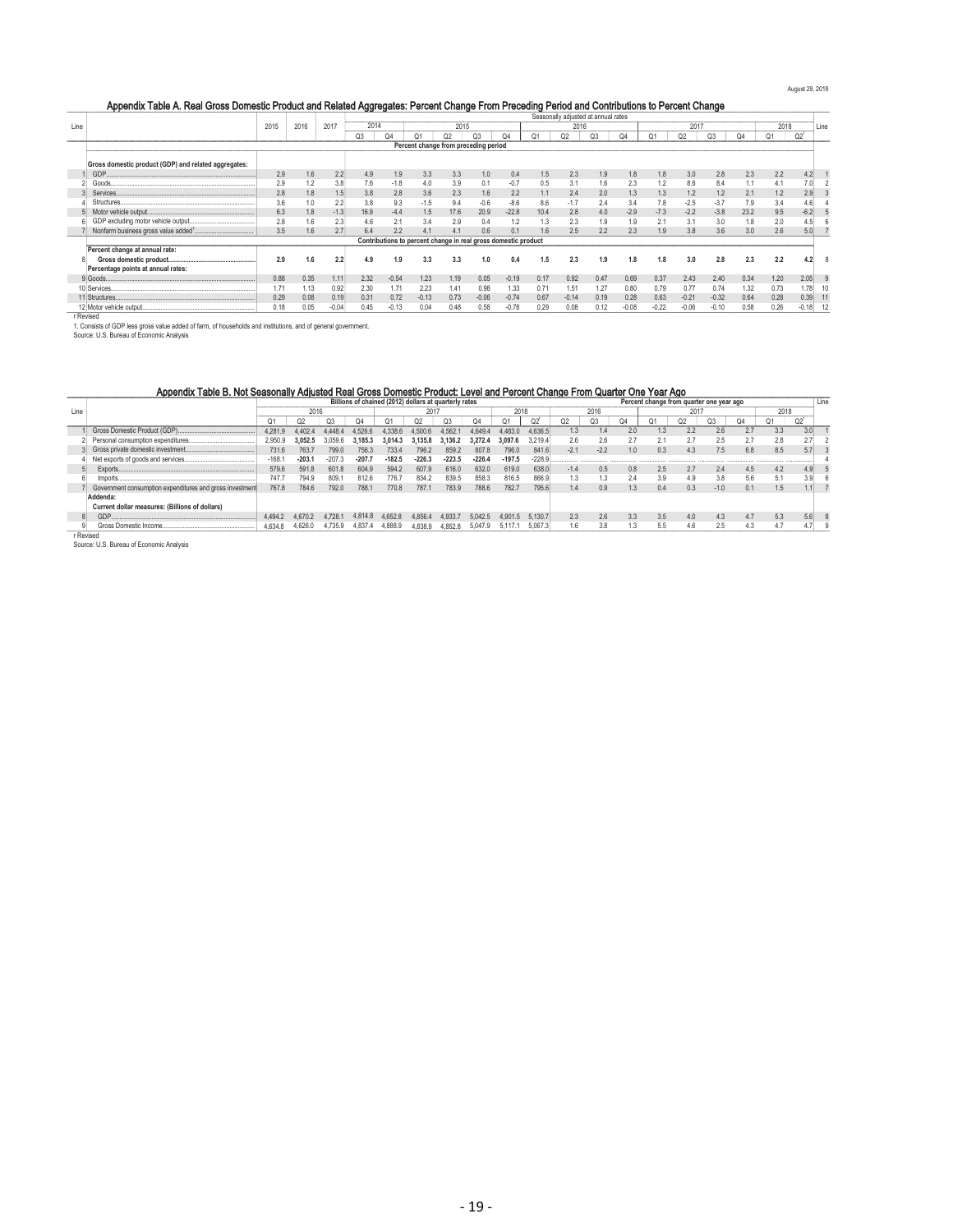August 29, 2018

## Appendix Table A. Real Gross Domestic Product and Related Aggregates: Percent Change From Preceding Period and Contributions to Percent Change

| Line | | 2015 | 2016 | 2017 | Seasonally adjusted at annual rates | | | | | | | | | | | | | | | | | Line |
|---|---|---|---|---|---|---|---|---|---|---|---|---|---|---|---|---|---|---|---|---|---|---|
| | | | | | 2014 | | 2015 | | | | 2016 | | | | 2017 | | | | 2018 | | | |
| | | | | | Q3 | Q4 | Q1 | Q2 | Q3 | Q4 | Q1 | Q2 | Q3 | Q4 | Q1 | Q2 | Q3 | Q4 | Q1 | Q2r | | |
| | | | | | Percent change from preceding period | | | | | | | | | | | | | | | | | |
| | **Gross domestic product (GDP) and related aggregates:** | | | | | | | | | | | | | | | | | | | | | |
| 1 | GDP | 2.9 | 1.6 | 2.2 | 4.9 | 1.9 | 3.3 | 3.3 | 1.0 | 0.4 | 1.5 | 2.3 | 1.9 | 1.8 | 1.8 | 3.0 | 2.8 | 2.3 | 2.2 | 4.2 | | 1 |
| 2 | Goods | 2.9 | 1.2 | 3.8 | 7.6 | -1.8 | 4.0 | 3.9 | 0.1 | -0.7 | 0.5 | 3.1 | 1.6 | 2.3 | 1.2 | 8.6 | 8.4 | 1.1 | 4.1 | 7.0 | | 2 |
| 3 | Services | 2.8 | 1.8 | 1.5 | 3.8 | 2.8 | 3.6 | 2.3 | 1.6 | 2.2 | 1.1 | 2.4 | 2.0 | 1.3 | 1.3 | 1.2 | 1.2 | 2.1 | 1.2 | 2.9 | | 3 |
| 4 | Structures | 3.6 | 1.0 | 2.2 | 3.8 | 9.3 | -1.5 | 9.4 | -0.6 | -8.6 | 8.6 | -1.7 | 2.4 | 3.4 | 7.8 | -2.5 | -3.7 | 7.9 | 3.4 | 4.6 | | 4 |
| 5 | Motor vehicle output | 6.3 | 1.8 | -1.3 | 16.9 | -4.4 | 1.5 | 17.6 | 20.9 | -22.8 | 10.4 | 2.8 | 4.0 | -2.9 | -7.3 | -2.2 | -3.8 | 23.2 | 9.5 | -6.2 | | 5 |
| 6 | GDP excluding motor vehicle output | 2.8 | 1.6 | 2.3 | 4.6 | 2.1 | 3.4 | 2.9 | 0.4 | 1.2 | 1.3 | 2.3 | 1.9 | 1.9 | 2.1 | 3.1 | 3.0 | 1.8 | 2.0 | 4.5 | | 6 |
| 7 | Nonfarm business gross value added[1] | 3.5 | 1.6 | 2.7 | 6.4 | 2.2 | 4.1 | 4.1 | 0.6 | 0.1 | 1.6 | 2.5 | 2.2 | 2.3 | 1.9 | 3.8 | 3.6 | 3.0 | 2.6 | 5.0 | | 7 |
| | | | | | Contributions to percent change in real gross domestic product | | | | | | | | | | | | | | | | | |
| | **Percent change at annual rate:** | | | | | | | | | | | | | | | | | | | | | |
| 8 | **Gross domestic product** | **2.9** | **1.6** | **2.2** | **4.9** | **1.9** | **3.3** | **3.3** | **1.0** | **0.4** | **1.5** | **2.3** | **1.9** | **1.8** | **1.8** | **3.0** | **2.8** | **2.3** | **2.2** | **4.2** | | 8 |
| | **Percentage points at annual rates:** | | | | | | | | | | | | | | | | | | | | | |
| 9 | Goods | 0.88 | 0.35 | 1.11 | 2.32 | -0.54 | 1.23 | 1.19 | 0.05 | -0.19 | 0.17 | 0.92 | 0.47 | 0.69 | 0.37 | 2.43 | 2.40 | 0.34 | 1.20 | 2.05 | | 9 |
| 10 | Services | 1.71 | 1.13 | 0.92 | 2.30 | 1.71 | 2.23 | 1.41 | 0.98 | 1.33 | 0.71 | 1.51 | 1.27 | 0.80 | 0.79 | 0.77 | 0.74 | 1.32 | 0.73 | 1.78 | | 10 |
| 11 | Structures | 0.29 | 0.08 | 0.19 | 0.31 | 0.72 | -0.13 | 0.73 | -0.06 | -0.74 | 0.67 | -0.14 | 0.19 | 0.28 | 0.63 | -0.21 | -0.32 | 0.64 | 0.28 | 0.39 | | 11 |
| 12 | Motor vehicle output | 0.18 | 0.05 | -0.04 | 0.45 | -0.13 | 0.04 | 0.48 | 0.58 | -0.78 | 0.29 | 0.08 | 0.12 | -0.08 | -0.22 | -0.06 | -0.10 | 0.58 | 0.26 | -0.18 | | 12 |

r Revised

1. Consists of GDP less gross value added of farm, of households and institutions, and of general government.

Source: U.S. Bureau of Economic Analysis

## Appendix Table B. Not Seasonally Adjusted Real Gross Domestic Product: Level and Percent Change From Quarter One Year Ago

| Line | | Billions of chained (2012) dollars at quarterly rates | | | | | | | | | | Percent change from quarter one year ago | | | | | | | | | Line |
|---|---|---|---|---|---|---|---|---|---|---|---|---|---|---|---|---|---|---|---|---|---|
| | | 2016 | | | | 2017 | | | | 2018 | | 2016 | | | 2017 | | | | 2018 | | |
| | | Q1 | Q2 | Q3 | Q4 | Q1 | Q2 | Q3 | Q4 | Q1 | Q2r | Q2 | Q3 | Q4 | Q1 | Q2 | Q3 | Q4 | Q1 | Q2r | |
| 1 | Gross Domestic Product (GDP) | 4,281.9 | 4,402.4 | 4,448.4 | 4,526.6 | 4,338.6 | 4,500.6 | 4,562.1 | 4,649.4 | 4,483.0 | 4,636.5 | 1.3 | 1.4 | 2.0 | 1.3 | 2.2 | 2.6 | 2.7 | 3.3 | 3.0 | 1 |
| 2 | Personal consumption expenditures | 2,950.9 | 3,052.5 | 3,059.6 | 3,185.3 | 3,014.3 | 3,135.8 | 3,136.2 | 3,272.4 | 3,097.6 | 3,219.4 | 2.6 | 2.6 | 2.7 | 2.1 | 2.7 | 2.5 | 2.7 | 2.8 | 2.7 | 2 |
| 3 | Gross private domestic investment | 731.6 | 763.7 | 799.0 | 756.3 | 733.4 | 796.2 | 859.2 | 807.8 | 796.0 | 841.6 | -2.1 | -2.2 | 1.0 | 0.3 | 4.3 | 7.5 | 6.8 | 8.5 | 5.7 | 3 |
| 4 | Net exports of goods and services | -168.1 | -203.1 | -207.3 | -207.7 | -182.5 | -226.3 | -223.5 | -226.4 | -197.5 | -228.9 | ..... | ..... | ..... | ..... | ..... | ..... | ..... | ..... | ..... | 4 |
| 5 | Exports | 579.6 | 591.8 | 601.8 | 604.9 | 594.2 | 607.9 | 616.0 | 632.0 | 619.0 | 638.0 | -1.4 | 0.5 | 0.8 | 2.5 | 2.7 | 2.4 | 4.5 | 4.2 | 4.9 | 5 |
| 6 | Imports | 747.7 | 794.9 | 809.1 | 812.6 | 776.7 | 834.2 | 839.5 | 858.3 | 816.5 | 866.9 | 1.3 | 1.3 | 2.4 | 3.9 | 4.9 | 3.8 | 5.6 | 5.1 | 3.9 | 6 |
| 7 | Government consumption expenditures and gross investment | 767.8 | 784.6 | 792.0 | 788.1 | 770.8 | 787.1 | 783.9 | 788.6 | 782.7 | 795.6 | 1.4 | 0.9 | 1.3 | 0.4 | 0.3 | -1.0 | 0.1 | 1.5 | 1.1 | 7 |
| | **Addenda:** | | | | | | | | | | | | | | | | | | | | |
| | **Current dollar measures: (Billions of dollars)** | | | | | | | | | | | | | | | | | | | | |
| 8 | GDP | 4,494.2 | 4,670.2 | 4,728.1 | 4,814.8 | 4,652.8 | 4,856.4 | 4,933.7 | 5,042.5 | 4,901.5 | 5,130.7 | 2.3 | 2.6 | 3.3 | 3.5 | 4.0 | 4.3 | 4.7 | 5.3 | 5.6 | 8 |
| 9 | Gross Domestic Income | 4,634.8 | 4,626.0 | 4,735.9 | 4,837.4 | 4,888.9 | 4,838.9 | 4,852.8 | 5,047.9 | 5,117.1 | 5,067.3 | 1.6 | 3.8 | 1.3 | 5.5 | 4.6 | 2.5 | 4.3 | 4.7 | 4.7 | 9 |

r Revised

Source: U.S. Bureau of Economic Analysis